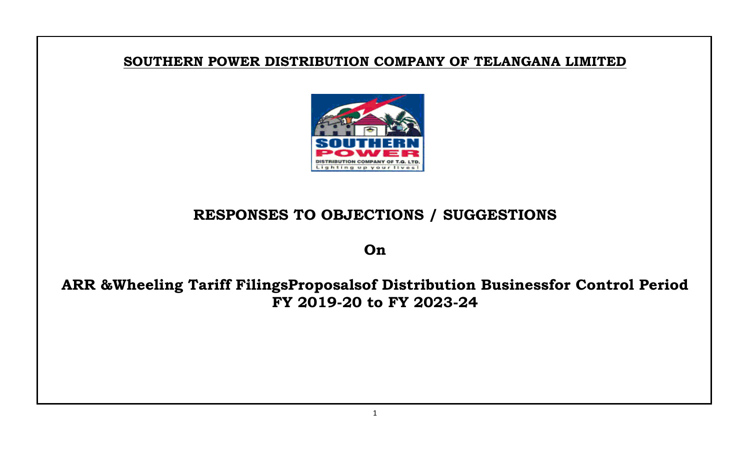# SOUTHERN POWER DISTRIBUTION COMPANY OF TELANGANA LIMITED

## RESPONSES TO OBJECTIONS / SUGGESTIONS

## On

## ARR &Wheeling Tariff FilingsProposalsof Distribution Businessfor Control Period FY 2019-20 to FY 2023-24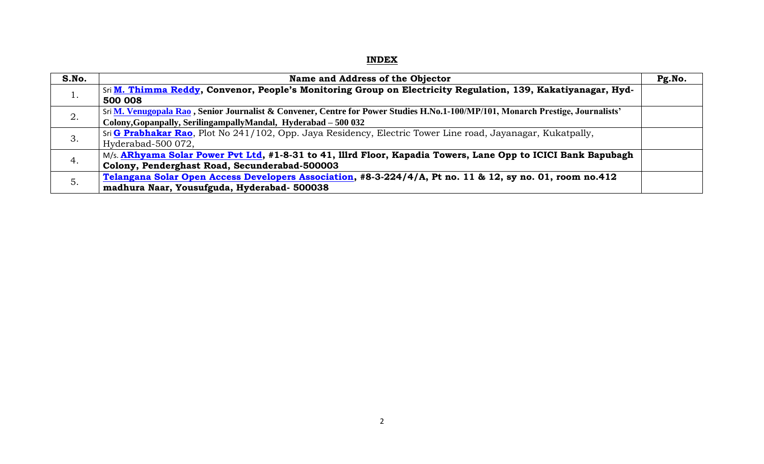# INDEX

| S.No. | Name and Address of the Objector | Pg.No. |
|---|---|---|
| 1. | Sri **M. Thimma Reddy, Convenor, People's Monitoring Group on Electricity Regulation, 139, Kakatiyanagar, Hyd-500 008** | |
| 2. | Sri **M. Venugopala Rao , Senior Journalist & Convener, Centre for Power Studies H.No.1-100/MP/101, Monarch Prestige, Journalists' Colony,Gopanpally, SerilingampallyMandal, Hyderabad – 500 032** | |
| 3. | Sri **G Prabhakar Rao**, Plot No 241/102, Opp. Jaya Residency, Electric Tower Line road, Jayanagar, Kukatpally, Hyderabad-500 072, | |
| 4. | M/s. **ARhyama Solar Power Pvt Ltd, #1-8-31 to 41, lllrd Floor, Kapadia Towers, Lane Opp to ICICI Bank Bapubagh Colony, Penderghast Road, Secunderabad-500003** | |
| 5. | **Telangana Solar Open Access Developers Association, #8-3-224/4/A, Pt no. 11 & 12, sy no. 01, room no.412 madhura Naar, Yousufguda, Hyderabad- 500038** | |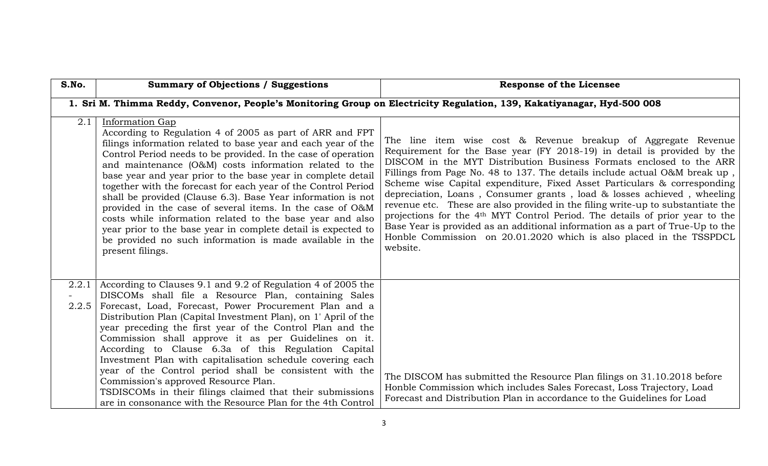| S.No. | Summary of Objections / Suggestions | Response of the Licensee |
| --- | --- | --- |
| **1. Sri M. Thimma Reddy, Convenor, People's Monitoring Group on Electricity Regulation, 139, Kakatiyanagar, Hyd-500 008** | | |
| 2.1 | Information Gap<br>According to Regulation 4 of 2005 as part of ARR and FPT filings information related to base year and each year of the Control Period needs to be provided. In the case of operation and maintenance (O&M) costs information related to the base year and year prior to the base year in complete detail together with the forecast for each year of the Control Period shall be provided (Clause 6.3). Base Year information is not provided in the case of several items. In the case of O&M costs while information related to the base year and also year prior to the base year in complete detail is expected to be provided no such information is made available in the present filings. | The line item wise cost & Revenue breakup of Aggregate Revenue Requirement for the Base year (FY 2018-19) in detail is provided by the DISCOM in the MYT Distribution Business Formats enclosed to the ARR Fillings from Page No. 48 to 137. The details include actual O&M break up , Scheme wise Capital expenditure, Fixed Asset Particulars & corresponding depreciation, Loans , Consumer grants , load & losses achieved , wheeling revenue etc. These are also provided in the filing write-up to substantiate the projections for the 4th MYT Control Period. The details of prior year to the Base Year is provided as an additional information as a part of True-Up to the Honble Commission on 20.01.2020 which is also placed in the TSSPDCL website. |
| 2.2.1 - 2.2.5 | According to Clauses 9.1 and 9.2 of Regulation 4 of 2005 the DISCOMs shall file a Resource Plan, containing Sales Forecast, Load, Forecast, Power Procurement Plan and a Distribution Plan (Capital Investment Plan), on 1' April of the year preceding the first year of the Control Plan and the Commission shall approve it as per Guidelines on it. According to Clause 6.3a of this Regulation Capital Investment Plan with capitalisation schedule covering each year of the Control period shall be consistent with the Commission's approved Resource Plan.<br>TSDISCOMs in their filings claimed that their submissions are in consonance with the Resource Plan for the 4th Control | The DISCOM has submitted the Resource Plan filings on 31.10.2018 before Honble Commission which includes Sales Forecast, Loss Trajectory, Load Forecast and Distribution Plan in accordance to the Guidelines for Load |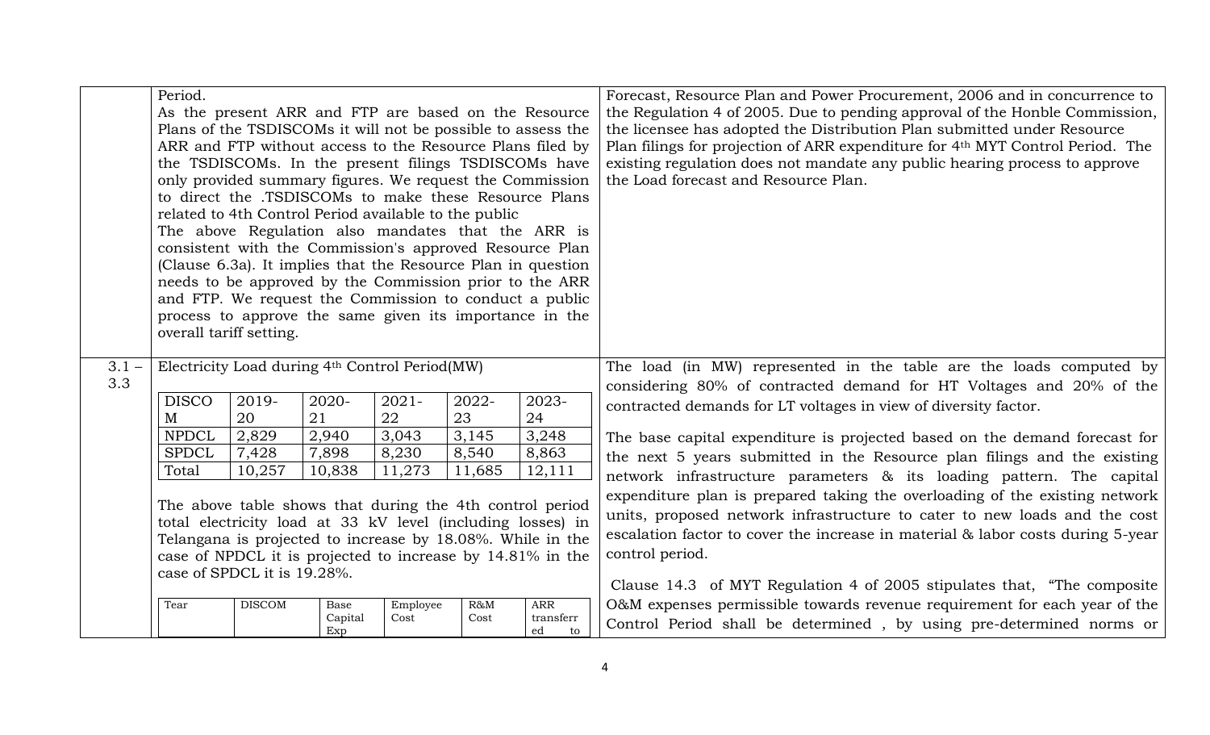| | | |
|---|---|---|
| | Period.<br>As the present ARR and FTP are based on the Resource Plans of the TSDISCOMs it will not be possible to assess the ARR and FTP without access to the Resource Plans filed by the TSDISCOMs. In the present filings TSDISCOMs have only provided summary figures. We request the Commission to direct the .TSDISCOMs to make these Resource Plans related to 4th Control Period available to the public<br>The above Regulation also mandates that the ARR is consistent with the Commission's approved Resource Plan (Clause 6.3a). It implies that the Resource Plan in question needs to be approved by the Commission prior to the ARR and FTP. We request the Commission to conduct a public process to approve the same given its importance in the overall tariff setting. | Forecast, Resource Plan and Power Procurement, 2006 and in concurrence to the Regulation 4 of 2005. Due to pending approval of the Honble Commission, the licensee has adopted the Distribution Plan submitted under Resource Plan filings for projection of ARR expenditure for 4th MYT Control Period. The existing regulation does not mandate any public hearing process to approve the Load forecast and Resource Plan. |
| 3.1 – 3.3 | Electricity Load during 4th Control Period(MW)<br><br>DISCOM \| 2019-20 \| 2020-21 \| 2021-22 \| 2022-23 \| 2023-24<br>NPDCL \| 2,829 \| 2,940 \| 3,043 \| 3,145 \| 3,248<br>SPDCL \| 7,428 \| 7,898 \| 8,230 \| 8,540 \| 8,863<br>Total \| 10,257 \| 10,838 \| 11,273 \| 11,685 \| 12,111<br><br>The above table shows that during the 4th control period total electricity load at 33 kV level (including losses) in Telangana is projected to increase by 18.08%. While in the case of NPDCL it is projected to increase by 14.81% in the case of SPDCL it is 19.28%.<br><br>Tear \| DISCOM \| Base Capital Exp \| Employee Cost \| R&M Cost \| ARR transferred to | The load (in MW) represented in the table are the loads computed by considering 80% of contracted demand for HT Voltages and 20% of the contracted demands for LT voltages in view of diversity factor.<br><br>The base capital expenditure is projected based on the demand forecast for the next 5 years submitted in the Resource plan filings and the existing network infrastructure parameters & its loading pattern. The capital expenditure plan is prepared taking the overloading of the existing network units, proposed network infrastructure to cater to new loads and the cost escalation factor to cover the increase in material & labor costs during 5-year control period.<br><br>Clause 14.3 of MYT Regulation 4 of 2005 stipulates that, "The composite O&M expenses permissible towards revenue requirement for each year of the Control Period shall be determined , by using pre-determined norms or |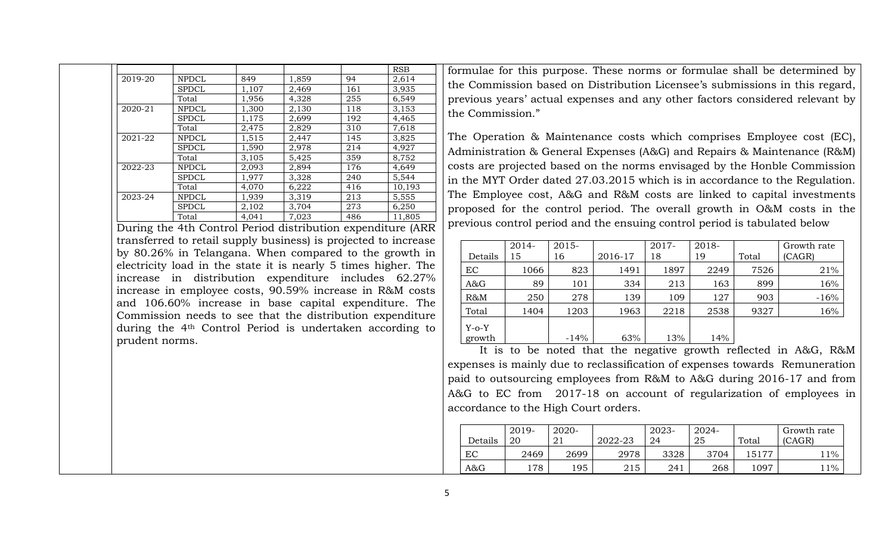| | | | | | RSB |
|---|---|---|---|---|---|
| 2019-20 | NPDCL | 849 | 1,859 | 94 | 2,614 |
| | SPDCL | 1,107 | 2,469 | 161 | 3,935 |
| | Total | 1,956 | 4,328 | 255 | 6,549 |
| 2020-21 | NPDCL | 1,300 | 2,130 | 118 | 3,153 |
| | SPDCL | 1,175 | 2,699 | 192 | 4,465 |
| | Total | 2,475 | 2,829 | 310 | 7,618 |
| 2021-22 | NPDCL | 1,515 | 2,447 | 145 | 3,825 |
| | SPDCL | 1,590 | 2,978 | 214 | 4,927 |
| | Total | 3,105 | 5,425 | 359 | 8,752 |
| 2022-23 | NPDCL | 2,093 | 2,894 | 176 | 4,649 |
| | SPDCL | 1,977 | 3,328 | 240 | 5,544 |
| | Total | 4,070 | 6,222 | 416 | 10,193 |
| 2023-24 | NPDCL | 1,939 | 3,319 | 213 | 5,555 |
| | SPDCL | 2,102 | 3,704 | 273 | 6,250 |
| | Total | 4,041 | 7,023 | 486 | 11,805 |

During the 4th Control Period distribution expenditure (ARR transferred to retail supply business) is projected to increase by 80.26% in Telangana. When compared to the growth in electricity load in the state it is nearly 5 times higher. The increase in distribution expenditure includes 62.27% increase in employee costs, 90.59% increase in R&M costs and 106.60% increase in base capital expenditure. The Commission needs to see that the distribution expenditure during the 4th Control Period is undertaken according to prudent norms.

formulae for this purpose. These norms or formulae shall be determined by the Commission based on Distribution Licensee's submissions in this regard, previous years' actual expenses and any other factors considered relevant by the Commission."

The Operation & Maintenance costs which comprises Employee cost (EC), Administration & General Expenses (A&G) and Repairs & Maintenance (R&M) costs are projected based on the norms envisaged by the Honble Commission in the MYT Order dated 27.03.2015 which is in accordance to the Regulation. The Employee cost, A&G and R&M costs are linked to capital investments proposed for the control period. The overall growth in O&M costs in the previous control period and the ensuing control period is tabulated below

| Details | 2014-15 | 2015-16 | 2016-17 | 2017-18 | 2018-19 | Total | Growth rate (CAGR) |
|---|---|---|---|---|---|---|---|
| EC | 1066 | 823 | 1491 | 1897 | 2249 | 7526 | 21% |
| A&G | 89 | 101 | 334 | 213 | 163 | 899 | 16% |
| R&M | 250 | 278 | 139 | 109 | 127 | 903 | -16% |
| Total | 1404 | 1203 | 1963 | 2218 | 2538 | 9327 | 16% |
| Y-o-Y growth | | -14% | 63% | 13% | 14% | | |

It is to be noted that the negative growth reflected in A&G, R&M expenses is mainly due to reclassification of expenses towards Remuneration paid to outsourcing employees from R&M to A&G during 2016-17 and from A&G to EC from 2017-18 on account of regularization of employees in accordance to the High Court orders.

| Details | 2019-20 | 2020-21 | 2022-23 | 2023-24 | 2024-25 | Total | Growth rate (CAGR) |
|---|---|---|---|---|---|---|---|
| EC | 2469 | 2699 | 2978 | 3328 | 3704 | 15177 | 11% |
| A&G | 178 | 195 | 215 | 241 | 268 | 1097 | 11% |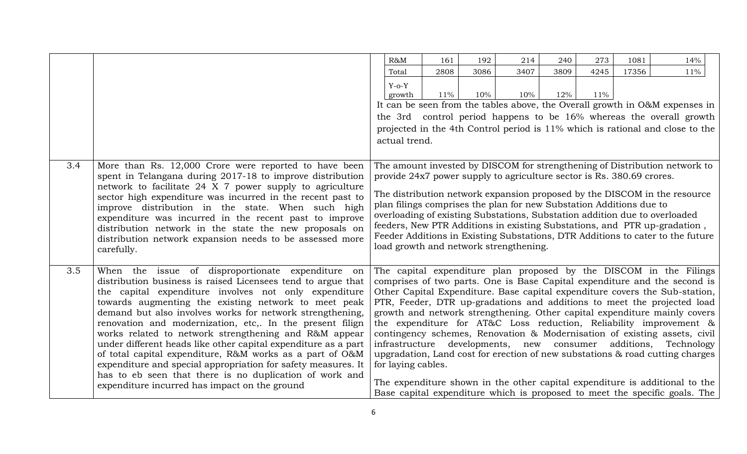| | | |
|---|---|---|
| | | <table><tr><td>R&M</td><td>161</td><td>192</td><td>214</td><td>240</td><td>273</td><td>1081</td><td>14%</td></tr><tr><td>Total</td><td>2808</td><td>3086</td><td>3407</td><td>3809</td><td>4245</td><td>17356</td><td>11%</td></tr><tr><td>Y-o-Y growth</td><td>11%</td><td>10%</td><td>10%</td><td>12%</td><td>11%</td><td></td><td></td></tr></table> It can be seen from the tables above, the Overall growth in O&M expenses in the 3rd control period happens to be 16% whereas the overall growth projected in the 4th Control period is 11% which is rational and close to the actual trend. |
| 3.4 | More than Rs. 12,000 Crore were reported to have been spent in Telangana during 2017-18 to improve distribution network to facilitate 24 X 7 power supply to agriculture sector high expenditure was incurred in the recent past to improve distribution in the state. When such high expenditure was incurred in the recent past to improve distribution network in the state the new proposals on distribution network expansion needs to be assessed more carefully. | The amount invested by DISCOM for strengthening of Distribution network to provide 24x7 power supply to agriculture sector is Rs. 380.69 crores.<br><br>The distribution network expansion proposed by the DISCOM in the resource plan filings comprises the plan for new Substation Additions due to overloading of existing Substations, Substation addition due to overloaded feeders, New PTR Additions in existing Substations, and PTR up-gradation , Feeder Additions in Existing Substations, DTR Additions to cater to the future load growth and network strengthening. |
| 3.5 | When the issue of disproportionate expenditure on distribution business is raised Licensees tend to argue that the capital expenditure involves not only expenditure towards augmenting the existing network to meet peak demand but also involves works for network strengthening, renovation and modernization, etc,. In the present filign works related to network strengthening and R&M appear under different heads like other capital expenditure as a part of total capital expenditure, R&M works as a part of O&M expenditure and special appropriation for safety measures. It has to eb seen that there is no duplication of work and expenditure incurred has impact on the ground | The capital expenditure plan proposed by the DISCOM in the Filings comprises of two parts. One is Base Capital expenditure and the second is Other Capital Expenditure. Base capital expenditure covers the Sub-station, PTR, Feeder, DTR up-gradations and additions to meet the projected load growth and network strengthening. Other capital expenditure mainly covers the expenditure for AT&C Loss reduction, Reliability improvement & contingency schemes, Renovation & Modernisation of existing assets, civil infrastructure developments, new consumer additions, Technology upgradation, Land cost for erection of new substations & road cutting charges for laying cables.<br><br>The expenditure shown in the other capital expenditure is additional to the Base capital expenditure which is proposed to meet the specific goals. The |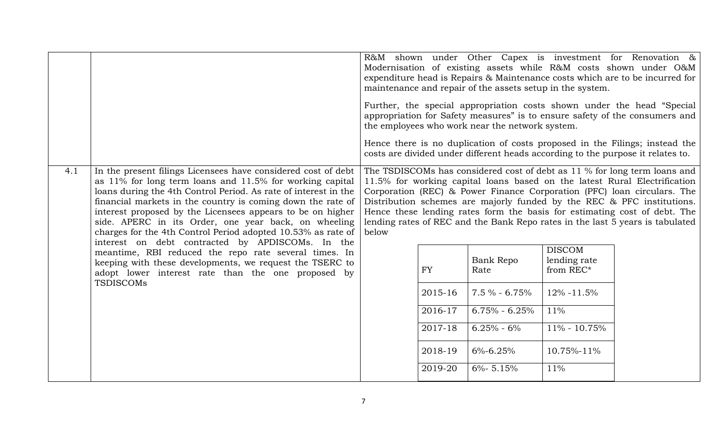| | | |
|---|---|---|
| | | R&M shown under Other Capex is investment for Renovation & Modernisation of existing assets while R&M costs shown under O&M expenditure head is Repairs & Maintenance costs which are to be incurred for maintenance and repair of the assets setup in the system.<br><br>Further, the special appropriation costs shown under the head "Special appropriation for Safety measures" is to ensure safety of the consumers and the employees who work near the network system.<br><br>Hence there is no duplication of costs proposed in the Filings; instead the costs are divided under different heads according to the purpose it relates to. |
| 4.1 | In the present filings Licensees have considered cost of debt as 11% for long term loans and 11.5% for working capital loans during the 4th Control Period. As rate of interest in the financial markets in the country is coming down the rate of interest proposed by the Licensees appears to be on higher side. APERC in its Order, one year back, on wheeling charges for the 4th Control Period adopted 10.53% as rate of interest on debt contracted by APDISCOMs. In the meantime, RBI reduced the repo rate several times. In keeping with these developments, we request the TSERC to adopt lower interest rate than the one proposed by TSDISCOMs | The TSDISCOMs has considered cost of debt as 11 % for long term loans and 11.5% for working capital loans based on the latest Rural Electrification Corporation (REC) & Power Finance Corporation (PFC) loan circulars. The Distribution schemes are majorly funded by the REC & PFC institutions. Hence these lending rates form the basis for estimating cost of debt. The lending rates of REC and the Bank Repo rates in the last 5 years is tabulated below<br><br>FY \| Bank Repo Rate \| DISCOM lending rate from REC*<br>2015-16 \| 7.5 % - 6.75% \| 12% -11.5%<br>2016-17 \| 6.75% - 6.25% \| 11%<br>2017-18 \| 6.25% - 6% \| 11% - 10.75%<br>2018-19 \| 6%-6.25% \| 10.75%-11%<br>2019-20 \| 6%- 5.15% \| 11% |

| FY | Bank Repo Rate | DISCOM lending rate from REC* |
|---|---|---|
| 2015-16 | 7.5 % - 6.75% | 12% -11.5% |
| 2016-17 | 6.75% - 6.25% | 11% |
| 2017-18 | 6.25% - 6% | 11% - 10.75% |
| 2018-19 | 6%-6.25% | 10.75%-11% |
| 2019-20 | 6%- 5.15% | 11% |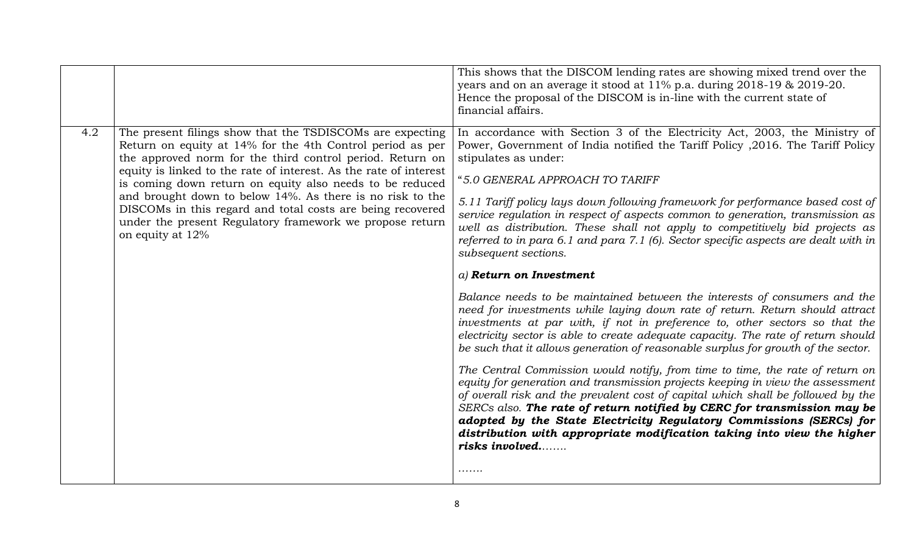| | | |
|---|---|---|
| | | This shows that the DISCOM lending rates are showing mixed trend over the years and on an average it stood at 11% p.a. during 2018-19 & 2019-20. Hence the proposal of the DISCOM is in-line with the current state of financial affairs. |
| 4.2 | The present filings show that the TSDISCOMs are expecting Return on equity at 14% for the 4th Control period as per the approved norm for the third control period. Return on equity is linked to the rate of interest. As the rate of interest is coming down return on equity also needs to be reduced and brought down to below 14%. As there is no risk to the DISCOMs in this regard and total costs are being recovered under the present Regulatory framework we propose return on equity at 12% | In accordance with Section 3 of the Electricity Act, 2003, the Ministry of Power, Government of India notified the Tariff Policy ,2016. The Tariff Policy stipulates as under:<br><br>"*5.0 GENERAL APPROACH TO TARIFF*<br><br>*5.11 Tariff policy lays down following framework for performance based cost of service regulation in respect of aspects common to generation, transmission as well as distribution. These shall not apply to competitively bid projects as referred to in para 6.1 and para 7.1 (6). Sector specific aspects are dealt with in subsequent sections.*<br><br>*a) **Return on Investment***<br><br>*Balance needs to be maintained between the interests of consumers and the need for investments while laying down rate of return. Return should attract investments at par with, if not in preference to, other sectors so that the electricity sector is able to create adequate capacity. The rate of return should be such that it allows generation of reasonable surplus for growth of the sector.*<br><br>*The Central Commission would notify, from time to time, the rate of return on equity for generation and transmission projects keeping in view the assessment of overall risk and the prevalent cost of capital which shall be followed by the SERCs also. **The rate of return notified by CERC for transmission may be adopted by the State Electricity Regulatory Commissions (SERCs) for distribution with appropriate modification taking into view the higher risks involved.**…….*<br><br>……. |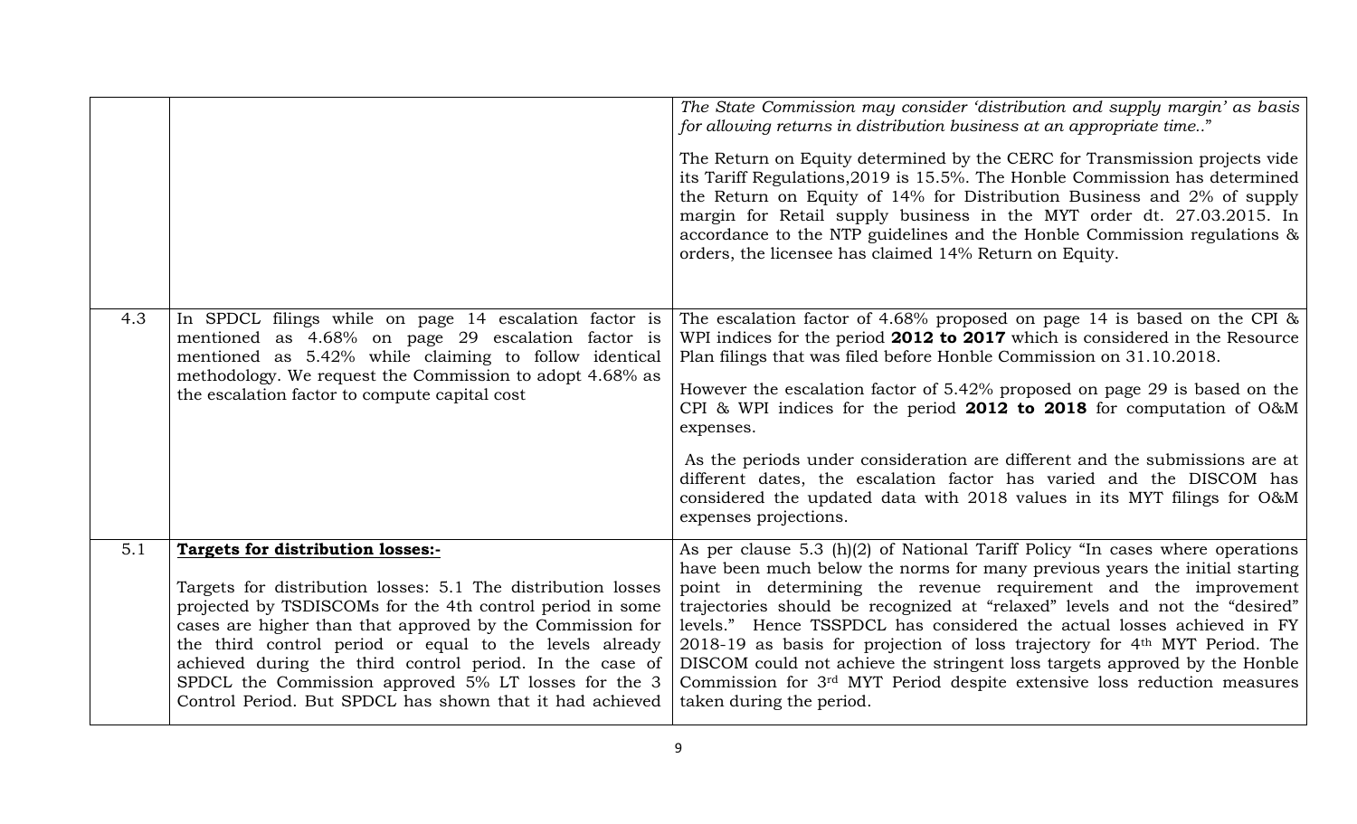| | | |
|---|---|---|
| | | *The State Commission may consider 'distribution and supply margin' as basis for allowing returns in distribution business at an appropriate time.."*<br><br>The Return on Equity determined by the CERC for Transmission projects vide its Tariff Regulations,2019 is 15.5%. The Honble Commission has determined the Return on Equity of 14% for Distribution Business and 2% of supply margin for Retail supply business in the MYT order dt. 27.03.2015. In accordance to the NTP guidelines and the Honble Commission regulations & orders, the licensee has claimed 14% Return on Equity. |
| 4.3 | In SPDCL filings while on page 14 escalation factor is mentioned as 4.68% on page 29 escalation factor is mentioned as 5.42% while claiming to follow identical methodology. We request the Commission to adopt 4.68% as the escalation factor to compute capital cost | The escalation factor of 4.68% proposed on page 14 is based on the CPI & WPI indices for the period **2012 to 2017** which is considered in the Resource Plan filings that was filed before Honble Commission on 31.10.2018.<br><br>However the escalation factor of 5.42% proposed on page 29 is based on the CPI & WPI indices for the period **2012 to 2018** for computation of O&M expenses.<br><br>As the periods under consideration are different and the submissions are at different dates, the escalation factor has varied and the DISCOM has considered the updated data with 2018 values in its MYT filings for O&M expenses projections. |
| 5.1 | **Targets for distribution losses:-**<br><br>Targets for distribution losses: 5.1 The distribution losses projected by TSDISCOMs for the 4th control period in some cases are higher than that approved by the Commission for the third control period or equal to the levels already achieved during the third control period. In the case of SPDCL the Commission approved 5% LT losses for the 3 Control Period. But SPDCL has shown that it had achieved | As per clause 5.3 (h)(2) of National Tariff Policy "In cases where operations have been much below the norms for many previous years the initial starting point in determining the revenue requirement and the improvement trajectories should be recognized at "relaxed" levels and not the "desired" levels." Hence TSSPDCL has considered the actual losses achieved in FY 2018-19 as basis for projection of loss trajectory for 4th MYT Period. The DISCOM could not achieve the stringent loss targets approved by the Honble Commission for 3rd MYT Period despite extensive loss reduction measures taken during the period. |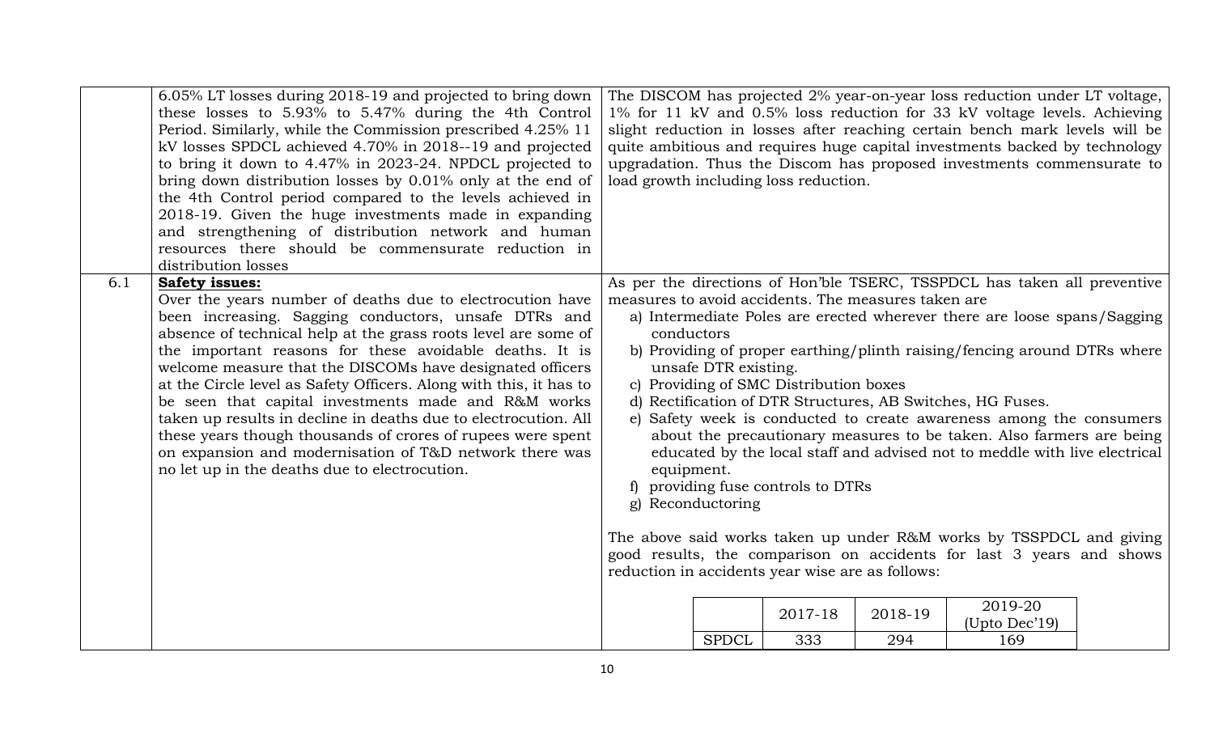| | | |
|---|---|---|
| | 6.05% LT losses during 2018-19 and projected to bring down these losses to 5.93% to 5.47% during the 4th Control Period. Similarly, while the Commission prescribed 4.25% 11 kV losses SPDCL achieved 4.70% in 2018--19 and projected to bring it down to 4.47% in 2023-24. NPDCL projected to bring down distribution losses by 0.01% only at the end of the 4th Control period compared to the levels achieved in 2018-19. Given the huge investments made in expanding and strengthening of distribution network and human resources there should be commensurate reduction in distribution losses | The DISCOM has projected 2% year-on-year loss reduction under LT voltage, 1% for 11 kV and 0.5% loss reduction for 33 kV voltage levels. Achieving slight reduction in losses after reaching certain bench mark levels will be quite ambitious and requires huge capital investments backed by technology upgradation. Thus the Discom has proposed investments commensurate to load growth including loss reduction. |
| 6.1 | **Safety issues:**<br>Over the years number of deaths due to electrocution have been increasing. Sagging conductors, unsafe DTRs and absence of technical help at the grass roots level are some of the important reasons for these avoidable deaths. It is welcome measure that the DISCOMs have designated officers at the Circle level as Safety Officers. Along with this, it has to be seen that capital investments made and R&M works taken up results in decline in deaths due to electrocution. All these years though thousands of crores of rupees were spent on expansion and modernisation of T&D network there was no let up in the deaths due to electrocution. | As per the directions of Hon'ble TSERC, TSSPDCL has taken all preventive measures to avoid accidents. The measures taken are<br>a) Intermediate Poles are erected wherever there are loose spans/Sagging conductors<br>b) Providing of proper earthing/plinth raising/fencing around DTRs where unsafe DTR existing.<br>c) Providing of SMC Distribution boxes<br>d) Rectification of DTR Structures, AB Switches, HG Fuses.<br>e) Safety week is conducted to create awareness among the consumers about the precautionary measures to be taken. Also farmers are being educated by the local staff and advised not to meddle with live electrical equipment.<br>f) providing fuse controls to DTRs<br>g) Reconductoring<br><br>The above said works taken up under R&M works by TSSPDCL and giving good results, the comparison on accidents for last 3 years and shows reduction in accidents year wise are as follows: |

| | 2017-18 | 2018-19 | 2019-20 (Upto Dec'19) |
|---|---|---|---|
| SPDCL | 333 | 294 | 169 |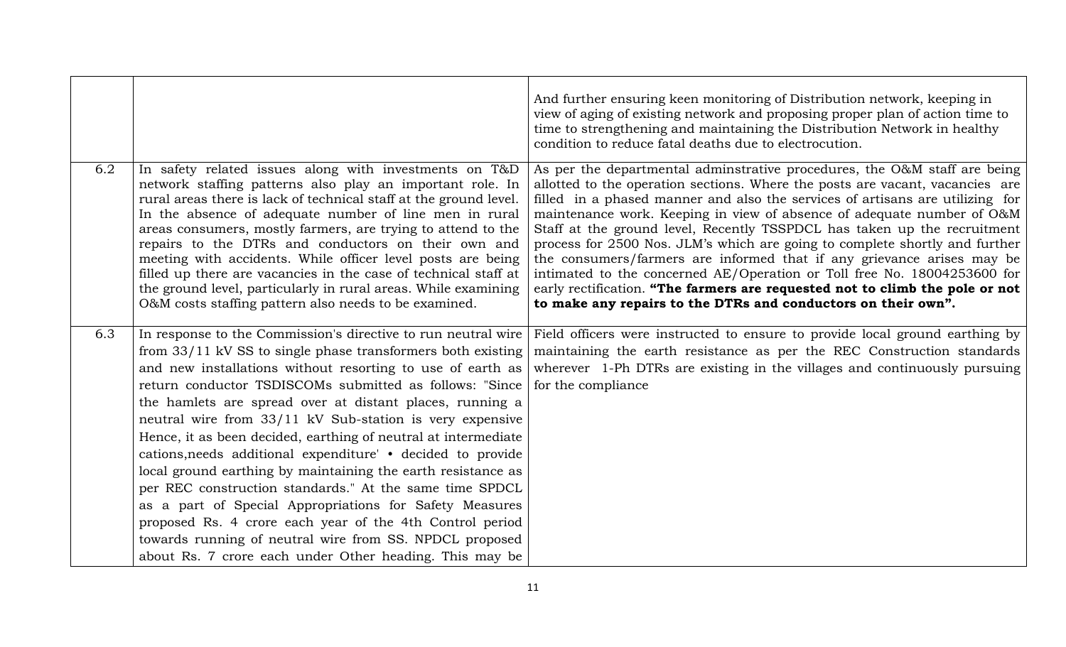| | | |
|---|---|---|
| | | And further ensuring keen monitoring of Distribution network, keeping in view of aging of existing network and proposing proper plan of action time to time to strengthening and maintaining the Distribution Network in healthy condition to reduce fatal deaths due to electrocution. |
| 6.2 | In safety related issues along with investments on T&D network staffing patterns also play an important role. In rural areas there is lack of technical staff at the ground level. In the absence of adequate number of line men in rural areas consumers, mostly farmers, are trying to attend to the repairs to the DTRs and conductors on their own and meeting with accidents. While officer level posts are being filled up there are vacancies in the case of technical staff at the ground level, particularly in rural areas. While examining O&M costs staffing pattern also needs to be examined. | As per the departmental adminstrative procedures, the O&M staff are being allotted to the operation sections. Where the posts are vacant, vacancies are filled in a phased manner and also the services of artisans are utilizing for maintenance work. Keeping in view of absence of adequate number of O&M Staff at the ground level, Recently TSSPDCL has taken up the recruitment process for 2500 Nos. JLM's which are going to complete shortly and further the consumers/farmers are informed that if any grievance arises may be intimated to the concerned AE/Operation or Toll free No. 18004253600 for early rectification. **"The farmers are requested not to climb the pole or not to make any repairs to the DTRs and conductors on their own".** |
| 6.3 | In response to the Commission's directive to run neutral wire from 33/11 kV SS to single phase transformers both existing and new installations without resorting to use of earth as return conductor TSDISCOMs submitted as follows: "Since the hamlets are spread over at distant places, running a neutral wire from 33/11 kV Sub-station is very expensive Hence, it as been decided, earthing of neutral at intermediate cations,needs additional expenditure' • decided to provide local ground earthing by maintaining the earth resistance as per REC construction standards." At the same time SPDCL as a part of Special Appropriations for Safety Measures proposed Rs. 4 crore each year of the 4th Control period towards running of neutral wire from SS. NPDCL proposed about Rs. 7 crore each under Other heading. This may be | Field officers were instructed to ensure to provide local ground earthing by maintaining the earth resistance as per the REC Construction standards wherever 1-Ph DTRs are existing in the villages and continuously pursuing for the compliance |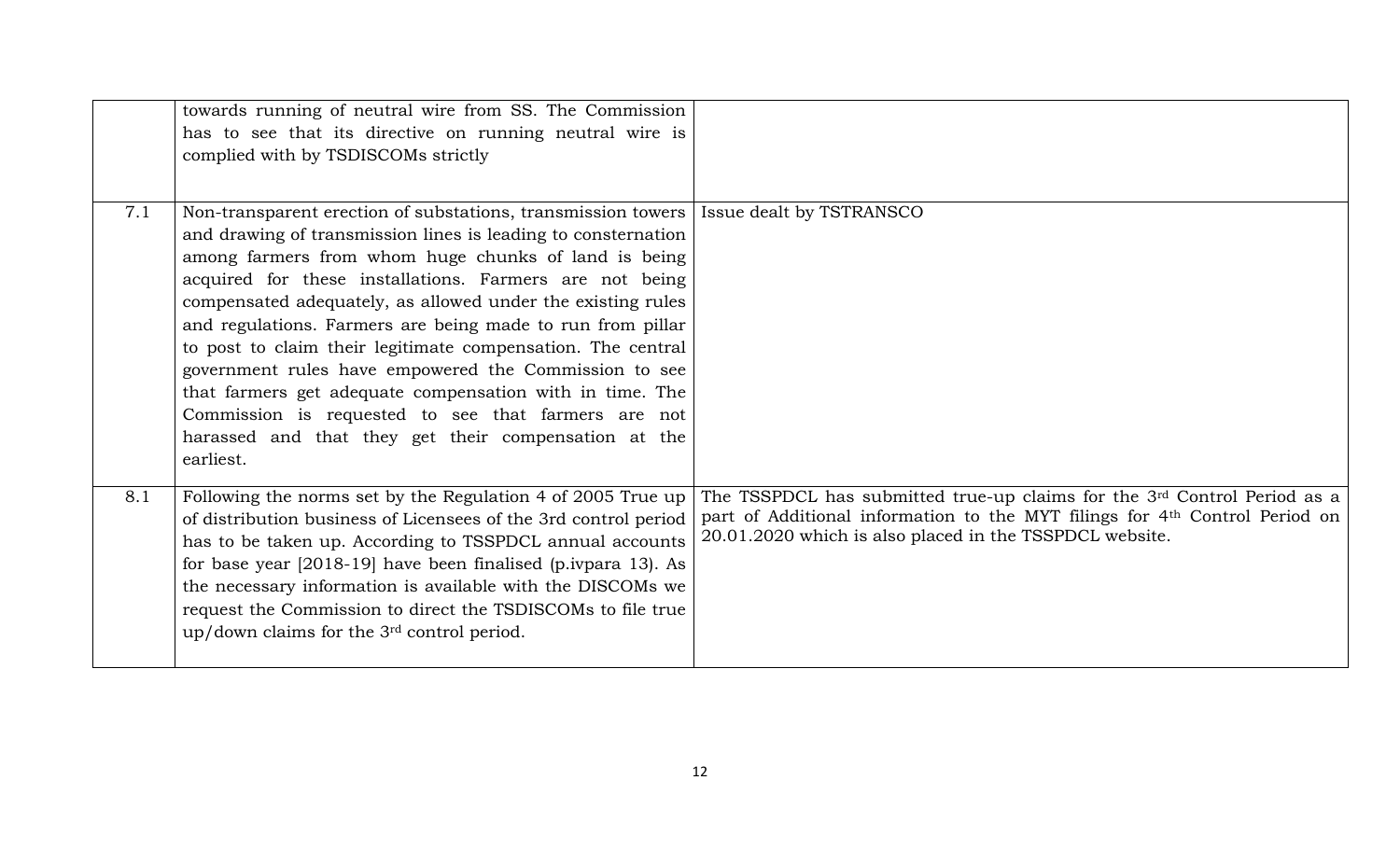| | | |
|---|---|---|
| | towards running of neutral wire from SS. The Commission has to see that its directive on running neutral wire is complied with by TSDISCOMs strictly | |
| 7.1 | Non-transparent erection of substations, transmission towers and drawing of transmission lines is leading to consternation among farmers from whom huge chunks of land is being acquired for these installations. Farmers are not being compensated adequately, as allowed under the existing rules and regulations. Farmers are being made to run from pillar to post to claim their legitimate compensation. The central government rules have empowered the Commission to see that farmers get adequate compensation with in time. The Commission is requested to see that farmers are not harassed and that they get their compensation at the earliest. | Issue dealt by TSTRANSCO |
| 8.1 | Following the norms set by the Regulation 4 of 2005 True up of distribution business of Licensees of the 3rd control period has to be taken up. According to TSSPDCL annual accounts for base year [2018-19] have been finalised (p.ivpara 13). As the necessary information is available with the DISCOMs we request the Commission to direct the TSDISCOMs to file true up/down claims for the 3rd control period. | The TSSPDCL has submitted true-up claims for the 3rd Control Period as a part of Additional information to the MYT filings for 4th Control Period on 20.01.2020 which is also placed in the TSSPDCL website. |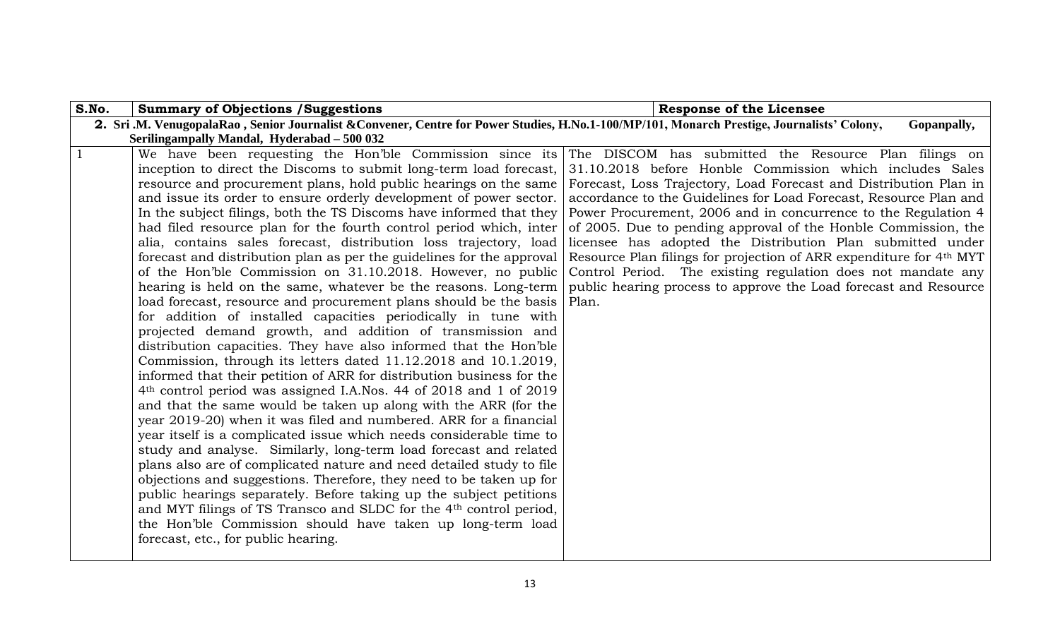| S.No. | Summary of Objections /Suggestions | Response of the Licensee |
|---|---|---|
| **2. Sri .M. VenugopalaRao , Senior Journalist &Convener, Centre for Power Studies, H.No.1-100/MP/101, Monarch Prestige, Journalists' Colony, Gopanpally, Serilingampally Mandal, Hyderabad – 500 032** | | |
| 1 | We have been requesting the Hon'ble Commission since its inception to direct the Discoms to submit long-term load forecast, resource and procurement plans, hold public hearings on the same and issue its order to ensure orderly development of power sector. In the subject filings, both the TS Discoms have informed that they had filed resource plan for the fourth control period which, inter alia, contains sales forecast, distribution loss trajectory, load forecast and distribution plan as per the guidelines for the approval of the Hon'ble Commission on 31.10.2018. However, no public hearing is held on the same, whatever be the reasons. Long-term load forecast, resource and procurement plans should be the basis for addition of installed capacities periodically in tune with projected demand growth, and addition of transmission and distribution capacities. They have also informed that the Hon'ble Commission, through its letters dated 11.12.2018 and 10.1.2019, informed that their petition of ARR for distribution business for the 4th control period was assigned I.A.Nos. 44 of 2018 and 1 of 2019 and that the same would be taken up along with the ARR (for the year 2019-20) when it was filed and numbered. ARR for a financial year itself is a complicated issue which needs considerable time to study and analyse. Similarly, long-term load forecast and related plans also are of complicated nature and need detailed study to file objections and suggestions. Therefore, they need to be taken up for public hearings separately. Before taking up the subject petitions and MYT filings of TS Transco and SLDC for the 4th control period, the Hon'ble Commission should have taken up long-term load forecast, etc., for public hearing. | The DISCOM has submitted the Resource Plan filings on 31.10.2018 before Honble Commission which includes Sales Forecast, Loss Trajectory, Load Forecast and Distribution Plan in accordance to the Guidelines for Load Forecast, Resource Plan and Power Procurement, 2006 and in concurrence to the Regulation 4 of 2005. Due to pending approval of the Honble Commission, the licensee has adopted the Distribution Plan submitted under Resource Plan filings for projection of ARR expenditure for 4th MYT Control Period. The existing regulation does not mandate any public hearing process to approve the Load forecast and Resource Plan. |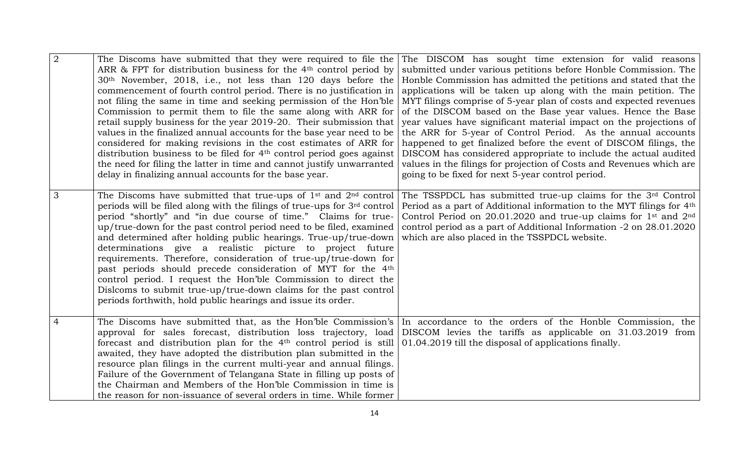| | | |
|---|---|---|
| 2 | The Discoms have submitted that they were required to file the ARR & FPT for distribution business for the 4th control period by 30th November, 2018, i.e., not less than 120 days before the commencement of fourth control period. There is no justification in not filing the same in time and seeking permission of the Hon'ble Commission to permit them to file the same along with ARR for retail supply business for the year 2019-20. Their submission that values in the finalized annual accounts for the base year need to be considered for making revisions in the cost estimates of ARR for distribution business to be filed for 4th control period goes against the need for filing the latter in time and cannot justify unwarranted delay in finalizing annual accounts for the base year. | The DISCOM has sought time extension for valid reasons submitted under various petitions before Honble Commission. The Honble Commission has admitted the petitions and stated that the applications will be taken up along with the main petition. The MYT filings comprise of 5-year plan of costs and expected revenues of the DISCOM based on the Base year values. Hence the Base year values have significant material impact on the projections of the ARR for 5-year of Control Period. As the annual accounts happened to get finalized before the event of DISCOM filings, the DISCOM has considered appropriate to include the actual audited values in the filings for projection of Costs and Revenues which are going to be fixed for next 5-year control period. |
| 3 | The Discoms have submitted that true-ups of 1st and 2nd control periods will be filed along with the filings of true-ups for 3rd control period "shortly" and "in due course of time." Claims for true-up/true-down for the past control period need to be filed, examined and determined after holding public hearings. True-up/true-down determinations give a realistic picture to project future requirements. Therefore, consideration of true-up/true-down for past periods should precede consideration of MYT for the 4th control period. I request the Hon'ble Commission to direct the Dislcoms to submit true-up/true-down claims for the past control periods forthwith, hold public hearings and issue its order. | The TSSPDCL has submitted true-up claims for the 3rd Control Period as a part of Additional information to the MYT filings for 4th Control Period on 20.01.2020 and true-up claims for 1st and 2nd control period as a part of Additional Information -2 on 28.01.2020 which are also placed in the TSSPDCL website. |
| 4 | The Discoms have submitted that, as the Hon'ble Commission's approval for sales forecast, distribution loss trajectory, load forecast and distribution plan for the 4th control period is still awaited, they have adopted the distribution plan submitted in the resource plan filings in the current multi-year and annual filings. Failure of the Government of Telangana State in filling up posts of the Chairman and Members of the Hon'ble Commission in time is the reason for non-issuance of several orders in time. While former | In accordance to the orders of the Honble Commission, the DISCOM levies the tariffs as applicable on 31.03.2019 from 01.04.2019 till the disposal of applications finally. |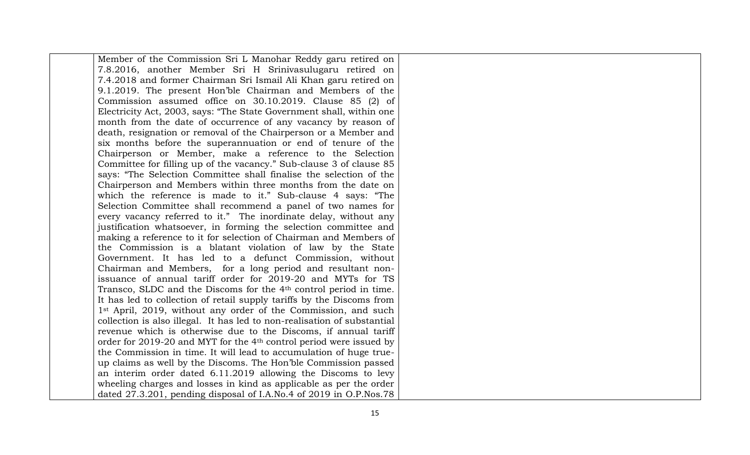| | | |
|---|---|---|
| | Member of the Commission Sri L Manohar Reddy garu retired on 7.8.2016, another Member Sri H Srinivasulugaru retired on 7.4.2018 and former Chairman Sri Ismail Ali Khan garu retired on 9.1.2019. The present Hon'ble Chairman and Members of the Commission assumed office on 30.10.2019. Clause 85 (2) of Electricity Act, 2003, says: "The State Government shall, within one month from the date of occurrence of any vacancy by reason of death, resignation or removal of the Chairperson or a Member and six months before the superannuation or end of tenure of the Chairperson or Member, make a reference to the Selection Committee for filling up of the vacancy." Sub-clause 3 of clause 85 says: "The Selection Committee shall finalise the selection of the Chairperson and Members within three months from the date on which the reference is made to it." Sub-clause 4 says: "The Selection Committee shall recommend a panel of two names for every vacancy referred to it." The inordinate delay, without any justification whatsoever, in forming the selection committee and making a reference to it for selection of Chairman and Members of the Commission is a blatant violation of law by the State Government. It has led to a defunct Commission, without Chairman and Members, for a long period and resultant non-issuance of annual tariff order for 2019-20 and MYTs for TS Transco, SLDC and the Discoms for the 4th control period in time. It has led to collection of retail supply tariffs by the Discoms from 1st April, 2019, without any order of the Commission, and such collection is also illegal. It has led to non-realisation of substantial revenue which is otherwise due to the Discoms, if annual tariff order for 2019-20 and MYT for the 4th control period were issued by the Commission in time. It will lead to accumulation of huge true-up claims as well by the Discoms. The Hon'ble Commission passed an interim order dated 6.11.2019 allowing the Discoms to levy wheeling charges and losses in kind as applicable as per the order dated 27.3.201, pending disposal of I.A.No.4 of 2019 in O.P.Nos.78 | |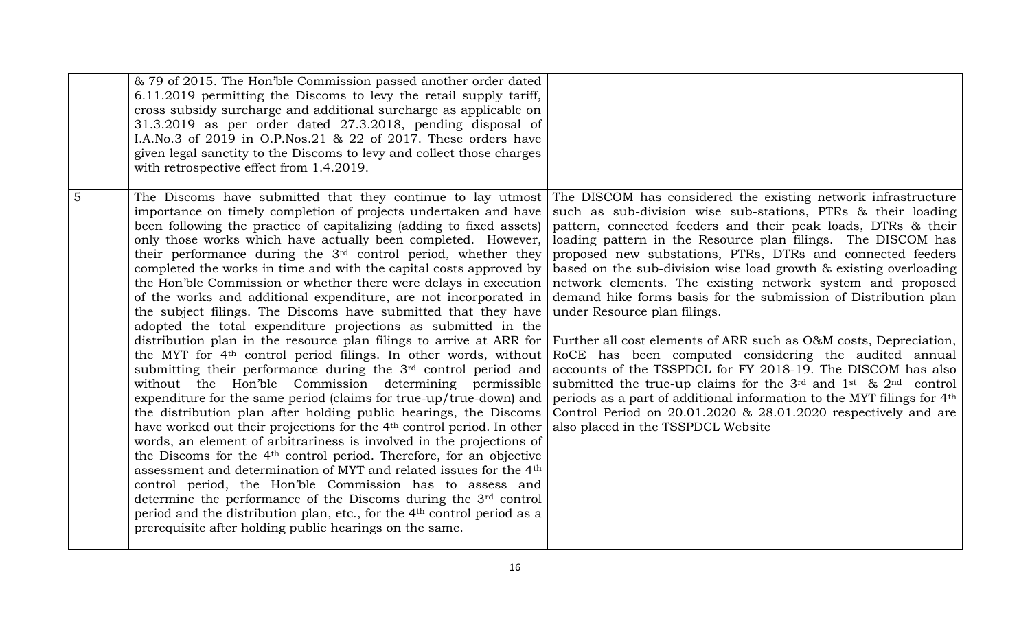| | | |
|---|---|---|
| | & 79 of 2015. The Hon'ble Commission passed another order dated 6.11.2019 permitting the Discoms to levy the retail supply tariff, cross subsidy surcharge and additional surcharge as applicable on 31.3.2019 as per order dated 27.3.2018, pending disposal of I.A.No.3 of 2019 in O.P.Nos.21 & 22 of 2017. These orders have given legal sanctity to the Discoms to levy and collect those charges with retrospective effect from 1.4.2019. | |
| 5 | The Discoms have submitted that they continue to lay utmost importance on timely completion of projects undertaken and have been following the practice of capitalizing (adding to fixed assets) only those works which have actually been completed. However, their performance during the 3rd control period, whether they completed the works in time and with the capital costs approved by the Hon'ble Commission or whether there were delays in execution of the works and additional expenditure, are not incorporated in the subject filings. The Discoms have submitted that they have adopted the total expenditure projections as submitted in the distribution plan in the resource plan filings to arrive at ARR for the MYT for 4th control period filings. In other words, without submitting their performance during the 3rd control period and without the Hon'ble Commission determining permissible expenditure for the same period (claims for true-up/true-down) and the distribution plan after holding public hearings, the Discoms have worked out their projections for the 4th control period. In other words, an element of arbitrariness is involved in the projections of the Discoms for the 4th control period. Therefore, for an objective assessment and determination of MYT and related issues for the 4th control period, the Hon'ble Commission has to assess and determine the performance of the Discoms during the 3rd control period and the distribution plan, etc., for the 4th control period as a prerequisite after holding public hearings on the same. | The DISCOM has considered the existing network infrastructure such as sub-division wise sub-stations, PTRs & their loading pattern, connected feeders and their peak loads, DTRs & their loading pattern in the Resource plan filings. The DISCOM has proposed new substations, PTRs, DTRs and connected feeders based on the sub-division wise load growth & existing overloading network elements. The existing network system and proposed demand hike forms basis for the submission of Distribution plan under Resource plan filings.<br><br>Further all cost elements of ARR such as O&M costs, Depreciation, RoCE has been computed considering the audited annual accounts of the TSSPDCL for FY 2018-19. The DISCOM has also submitted the true-up claims for the 3rd and 1st & 2nd control periods as a part of additional information to the MYT filings for 4th Control Period on 20.01.2020 & 28.01.2020 respectively and are also placed in the TSSPDCL Website |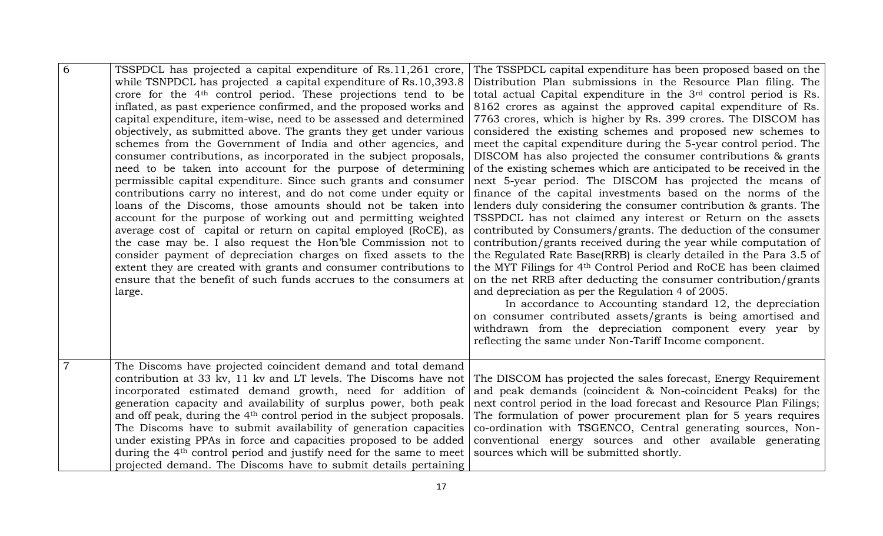| | | |
|---|---|---|
| 6 | TSSPDCL has projected a capital expenditure of Rs.11,261 crore, while TSNPDCL has projected a capital expenditure of Rs.10,393.8 crore for the 4th control period. These projections tend to be inflated, as past experience confirmed, and the proposed works and capital expenditure, item-wise, need to be assessed and determined objectively, as submitted above. The grants they get under various schemes from the Government of India and other agencies, and consumer contributions, as incorporated in the subject proposals, need to be taken into account for the purpose of determining permissible capital expenditure. Since such grants and consumer contributions carry no interest, and do not come under equity or loans of the Discoms, those amounts should not be taken into account for the purpose of working out and permitting weighted average cost of capital or return on capital employed (RoCE), as the case may be. I also request the Hon'ble Commission not to consider payment of depreciation charges on fixed assets to the extent they are created with grants and consumer contributions to ensure that the benefit of such funds accrues to the consumers at large. | The TSSPDCL capital expenditure has been proposed based on the Distribution Plan submissions in the Resource Plan filing. The total actual Capital expenditure in the 3rd control period is Rs. 8162 crores as against the approved capital expenditure of Rs. 7763 crores, which is higher by Rs. 399 crores. The DISCOM has considered the existing schemes and proposed new schemes to meet the capital expenditure during the 5-year control period. The DISCOM has also projected the consumer contributions & grants of the existing schemes which are anticipated to be received in the next 5-year period. The DISCOM has projected the means of finance of the capital investments based on the norms of the lenders duly considering the consumer contribution & grants. The TSSPDCL has not claimed any interest or Return on the assets contributed by Consumers/grants. The deduction of the consumer contribution/grants received during the year while computation of the Regulated Rate Base(RRB) is clearly detailed in the Para 3.5 of the MYT Filings for 4th Control Period and RoCE has been claimed on the net RRB after deducting the consumer contribution/grants and depreciation as per the Regulation 4 of 2005.<br>In accordance to Accounting standard 12, the depreciation on consumer contributed assets/grants is being amortised and withdrawn from the depreciation component every year by reflecting the same under Non-Tariff Income component. |
| 7 | The Discoms have projected coincident demand and total demand contribution at 33 kv, 11 kv and LT levels. The Discoms have not incorporated estimated demand growth, need for addition of generation capacity and availability of surplus power, both peak and off peak, during the 4th control period in the subject proposals. The Discoms have to submit availability of generation capacities under existing PPAs in force and capacities proposed to be added during the 4th control period and justify need for the same to meet projected demand. The Discoms have to submit details pertaining | The DISCOM has projected the sales forecast, Energy Requirement and peak demands (coincident & Non-coincident Peaks) for the next control period in the load forecast and Resource Plan Filings; The formulation of power procurement plan for 5 years requires co-ordination with TSGENCO, Central generating sources, Non-conventional energy sources and other available generating sources which will be submitted shortly. |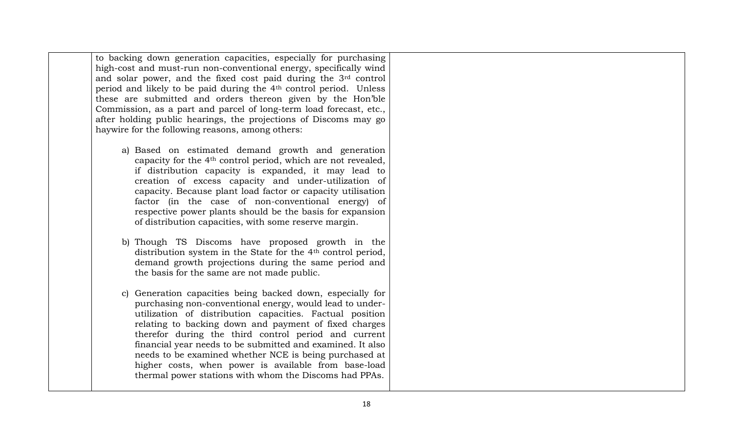| | | |
|---|---|---|
| | to backing down generation capacities, especially for purchasing high-cost and must-run non-conventional energy, specifically wind and solar power, and the fixed cost paid during the 3rd control period and likely to be paid during the 4th control period. Unless these are submitted and orders thereon given by the Hon'ble Commission, as a part and parcel of long-term load forecast, etc., after holding public hearings, the projections of Discoms may go haywire for the following reasons, among others:<br><br>a) Based on estimated demand growth and generation capacity for the 4th control period, which are not revealed, if distribution capacity is expanded, it may lead to creation of excess capacity and under-utilization of capacity. Because plant load factor or capacity utilisation factor (in the case of non-conventional energy) of respective power plants should be the basis for expansion of distribution capacities, with some reserve margin.<br><br>b) Though TS Discoms have proposed growth in the distribution system in the State for the 4th control period, demand growth projections during the same period and the basis for the same are not made public.<br><br>c) Generation capacities being backed down, especially for purchasing non-conventional energy, would lead to under-utilization of distribution capacities. Factual position relating to backing down and payment of fixed charges therefor during the third control period and current financial year needs to be submitted and examined. It also needs to be examined whether NCE is being purchased at higher costs, when power is available from base-load thermal power stations with whom the Discoms had PPAs. | |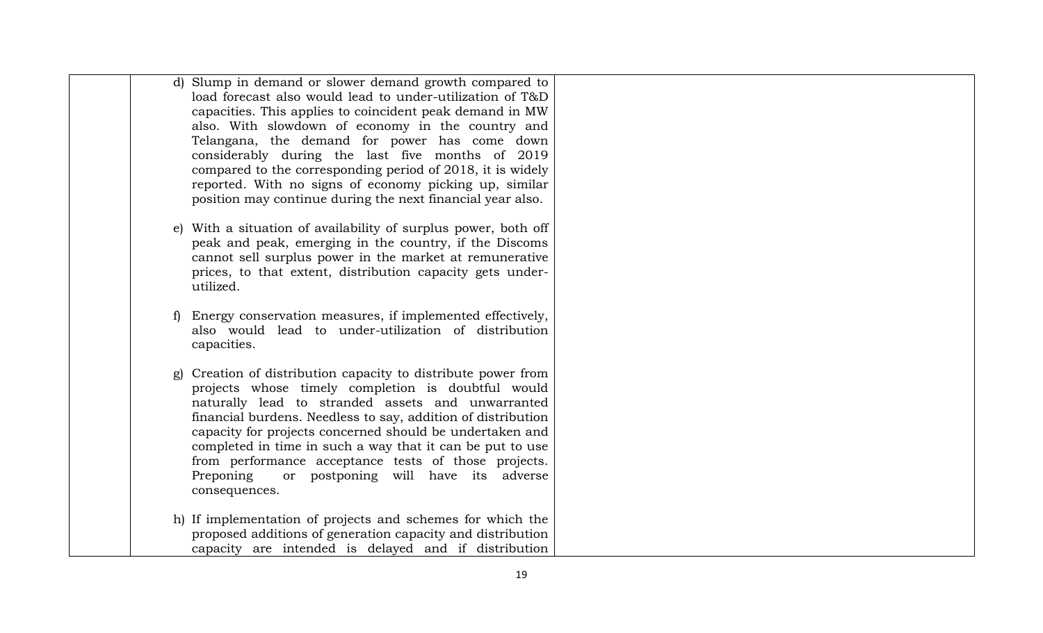| | | |
|---|---|---|
| | d) Slump in demand or slower demand growth compared to load forecast also would lead to under-utilization of T&D capacities. This applies to coincident peak demand in MW also. With slowdown of economy in the country and Telangana, the demand for power has come down considerably during the last five months of 2019 compared to the corresponding period of 2018, it is widely reported. With no signs of economy picking up, similar position may continue during the next financial year also.<br><br>e) With a situation of availability of surplus power, both off peak and peak, emerging in the country, if the Discoms cannot sell surplus power in the market at remunerative prices, to that extent, distribution capacity gets under-utilized.<br><br>f) Energy conservation measures, if implemented effectively, also would lead to under-utilization of distribution capacities.<br><br>g) Creation of distribution capacity to distribute power from projects whose timely completion is doubtful would naturally lead to stranded assets and unwarranted financial burdens. Needless to say, addition of distribution capacity for projects concerned should be undertaken and completed in time in such a way that it can be put to use from performance acceptance tests of those projects. Preponing or postponing will have its adverse consequences.<br><br>h) If implementation of projects and schemes for which the proposed additions of generation capacity and distribution capacity are intended is delayed and if distribution | |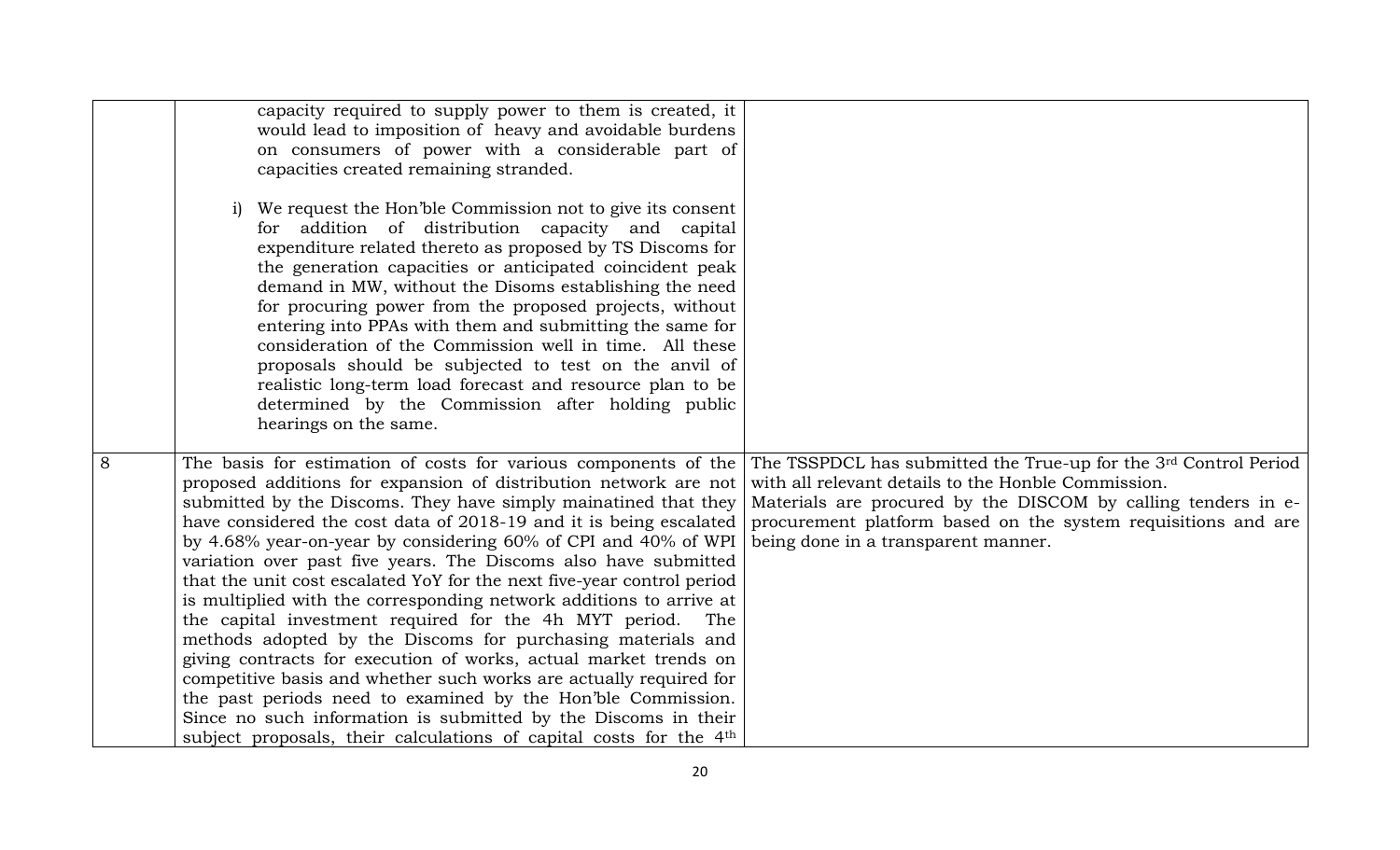| | | |
|---|---|---|
| | capacity required to supply power to them is created, it would lead to imposition of heavy and avoidable burdens on consumers of power with a considerable part of capacities created remaining stranded.<br><br>i) We request the Hon'ble Commission not to give its consent for addition of distribution capacity and capital expenditure related thereto as proposed by TS Discoms for the generation capacities or anticipated coincident peak demand in MW, without the Disoms establishing the need for procuring power from the proposed projects, without entering into PPAs with them and submitting the same for consideration of the Commission well in time. All these proposals should be subjected to test on the anvil of realistic long-term load forecast and resource plan to be determined by the Commission after holding public hearings on the same. | |
| 8 | The basis for estimation of costs for various components of the proposed additions for expansion of distribution network are not submitted by the Discoms. They have simply mainatined that they have considered the cost data of 2018-19 and it is being escalated by 4.68% year-on-year by considering 60% of CPI and 40% of WPI variation over past five years. The Discoms also have submitted that the unit cost escalated YoY for the next five-year control period is multiplied with the corresponding network additions to arrive at the capital investment required for the 4h MYT period. The methods adopted by the Discoms for purchasing materials and giving contracts for execution of works, actual market trends on competitive basis and whether such works are actually required for the past periods need to examined by the Hon'ble Commission. Since no such information is submitted by the Discoms in their subject proposals, their calculations of capital costs for the 4th | The TSSPDCL has submitted the True-up for the 3rd Control Period with all relevant details to the Honble Commission.<br>Materials are procured by the DISCOM by calling tenders in e-procurement platform based on the system requisitions and are being done in a transparent manner. |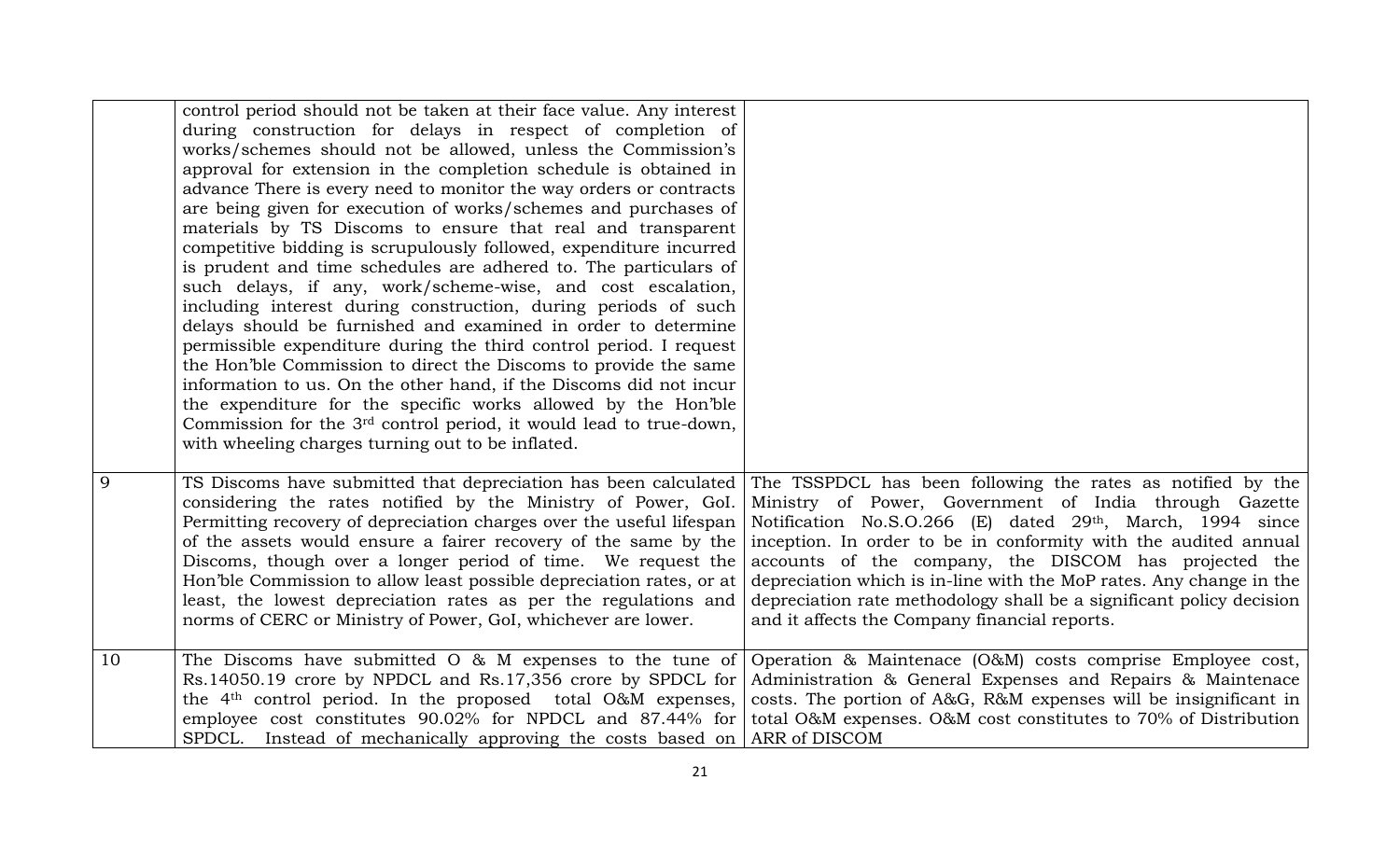| | | |
|---|---|---|
| | control period should not be taken at their face value. Any interest during construction for delays in respect of completion of works/schemes should not be allowed, unless the Commission's approval for extension in the completion schedule is obtained in advance There is every need to monitor the way orders or contracts are being given for execution of works/schemes and purchases of materials by TS Discoms to ensure that real and transparent competitive bidding is scrupulously followed, expenditure incurred is prudent and time schedules are adhered to. The particulars of such delays, if any, work/scheme-wise, and cost escalation, including interest during construction, during periods of such delays should be furnished and examined in order to determine permissible expenditure during the third control period. I request the Hon'ble Commission to direct the Discoms to provide the same information to us. On the other hand, if the Discoms did not incur the expenditure for the specific works allowed by the Hon'ble Commission for the 3rd control period, it would lead to true-down, with wheeling charges turning out to be inflated. | |
| 9 | TS Discoms have submitted that depreciation has been calculated considering the rates notified by the Ministry of Power, GoI. Permitting recovery of depreciation charges over the useful lifespan of the assets would ensure a fairer recovery of the same by the Discoms, though over a longer period of time. We request the Hon'ble Commission to allow least possible depreciation rates, or at least, the lowest depreciation rates as per the regulations and norms of CERC or Ministry of Power, GoI, whichever are lower. | The TSSPDCL has been following the rates as notified by the Ministry of Power, Government of India through Gazette Notification No.S.O.266 (E) dated 29th, March, 1994 since inception. In order to be in conformity with the audited annual accounts of the company, the DISCOM has projected the depreciation which is in-line with the MoP rates. Any change in the depreciation rate methodology shall be a significant policy decision and it affects the Company financial reports. |
| 10 | The Discoms have submitted O & M expenses to the tune of Rs.14050.19 crore by NPDCL and Rs.17,356 crore by SPDCL for the 4th control period. In the proposed total O&M expenses, employee cost constitutes 90.02% for NPDCL and 87.44% for SPDCL. Instead of mechanically approving the costs based on | Operation & Maintenace (O&M) costs comprise Employee cost, Administration & General Expenses and Repairs & Maintenace costs. The portion of A&G, R&M expenses will be insignificant in total O&M expenses. O&M cost constitutes to 70% of Distribution ARR of DISCOM |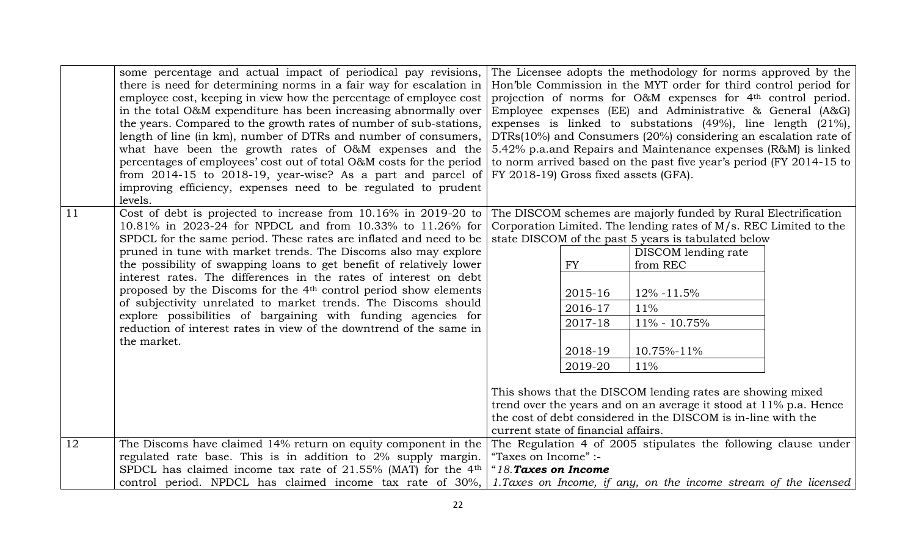| | | |
|---|---|---|
| | some percentage and actual impact of periodical pay revisions, there is need for determining norms in a fair way for escalation in employee cost, keeping in view how the percentage of employee cost in the total O&M expenditure has been increasing abnormally over the years. Compared to the growth rates of number of sub-stations, length of line (in km), number of DTRs and number of consumers, what have been the growth rates of O&M expenses and the percentages of employees' cost out of total O&M costs for the period from 2014-15 to 2018-19, year-wise? As a part and parcel of improving efficiency, expenses need to be regulated to prudent levels. | The Licensee adopts the methodology for norms approved by the Hon'ble Commission in the MYT order for third control period for projection of norms for O&M expenses for 4th control period. Employee expenses (EE) and Administrative & General (A&G) expenses is linked to substations (49%), line length (21%), DTRs(10%) and Consumers (20%) considering an escalation rate of 5.42% p.a.and Repairs and Maintenance expenses (R&M) is linked to norm arrived based on the past five year's period (FY 2014-15 to FY 2018-19) Gross fixed assets (GFA). |
| 11 | Cost of debt is projected to increase from 10.16% in 2019-20 to 10.81% in 2023-24 for NPDCL and from 10.33% to 11.26% for SPDCL for the same period. These rates are inflated and need to be pruned in tune with market trends. The Discoms also may explore the possibility of swapping loans to get benefit of relatively lower interest rates. The differences in the rates of interest on debt proposed by the Discoms for the 4th control period show elements of subjectivity unrelated to market trends. The Discoms should explore possibilities of bargaining with funding agencies for reduction of interest rates in view of the downtrend of the same in the market. | The DISCOM schemes are majorly funded by Rural Electrification Corporation Limited. The lending rates of M/s. REC Limited to the state DISCOM of the past 5 years is tabulated below<br><br>FY — DISCOM lending rate from REC<br>2015-16 — 12% -11.5%<br>2016-17 — 11%<br>2017-18 — 11% - 10.75%<br>2018-19 — 10.75%-11%<br>2019-20 — 11%<br><br>This shows that the DISCOM lending rates are showing mixed trend over the years and on an average it stood at 11% p.a. Hence the cost of debt considered in the DISCOM is in-line with the current state of financial affairs. |
| 12 | The Discoms have claimed 14% return on equity component in the regulated rate base. This is in addition to 2% supply margin. SPDCL has claimed income tax rate of 21.55% (MAT) for the 4th control period. NPDCL has claimed income tax rate of 30%, | The Regulation 4 of 2005 stipulates the following clause under "Taxes on Income" :-<br>"*18.**Taxes on Income***<br>*1.Taxes on Income, if any, on the income stream of the licensed* |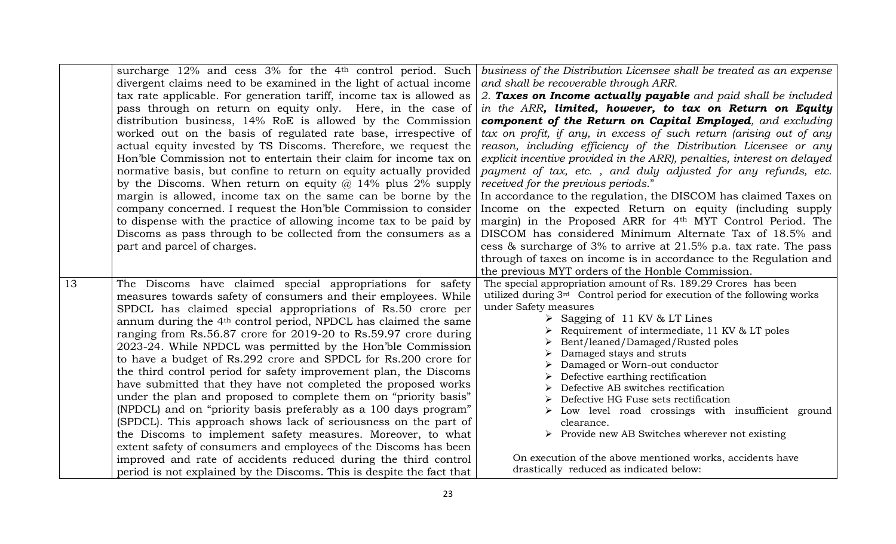| | | |
|---|---|---|
| | surcharge 12% and cess 3% for the 4th control period. Such divergent claims need to be examined in the light of actual income tax rate applicable. For generation tariff, income tax is allowed as pass through on return on equity only. Here, in the case of distribution business, 14% RoE is allowed by the Commission worked out on the basis of regulated rate base, irrespective of actual equity invested by TS Discoms. Therefore, we request the Hon'ble Commission not to entertain their claim for income tax on normative basis, but confine to return on equity actually provided by the Discoms. When return on equity @ 14% plus 2% supply margin is allowed, income tax on the same can be borne by the company concerned. I request the Hon'ble Commission to consider to dispense with the practice of allowing income tax to be paid by Discoms as pass through to be collected from the consumers as a part and parcel of charges. | *business of the Distribution Licensee shall be treated as an expense and shall be recoverable through ARR.*<br>*2. **Taxes on Income actually payable** and paid shall be included in the ARR**, limited, however, to tax on Return on Equity component of the Return on Capital Employed**, and excluding tax on profit, if any, in excess of such return (arising out of any reason, including efficiency of the Distribution Licensee or any explicit incentive provided in the ARR), penalties, interest on delayed payment of tax, etc. , and duly adjusted for any refunds, etc. received for the previous periods.*"<br>In accordance to the regulation, the DISCOM has claimed Taxes on Income on the expected Return on equity (including supply margin) in the Proposed ARR for 4th MYT Control Period. The DISCOM has considered Minimum Alternate Tax of 18.5% and cess & surcharge of 3% to arrive at 21.5% p.a. tax rate. The pass through of taxes on income is in accordance to the Regulation and the previous MYT orders of the Honble Commission. |
| 13 | The Discoms have claimed special appropriations for safety measures towards safety of consumers and their employees. While SPDCL has claimed special appropriations of Rs.50 crore per annum during the 4th control period, NPDCL has claimed the same ranging from Rs.56.87 crore for 2019-20 to Rs.59.97 crore during 2023-24. While NPDCL was permitted by the Hon'ble Commission to have a budget of Rs.292 crore and SPDCL for Rs.200 crore for the third control period for safety improvement plan, the Discoms have submitted that they have not completed the proposed works under the plan and proposed to complete them on "priority basis" (NPDCL) and on "priority basis preferably as a 100 days program" (SPDCL). This approach shows lack of seriousness on the part of the Discoms to implement safety measures. Moreover, to what extent safety of consumers and employees of the Discoms has been improved and rate of accidents reduced during the third control period is not explained by the Discoms. This is despite the fact that | The special appropriation amount of Rs. 189.29 Crores has been utilized during 3rd Control period for execution of the following works under Safety measures<br>➢ Sagging of 11 KV & LT Lines<br>➢ Requirement of intermediate, 11 KV & LT poles<br>➢ Bent/leaned/Damaged/Rusted poles<br>➢ Damaged stays and struts<br>➢ Damaged or Worn-out conductor<br>➢ Defective earthing rectification<br>➢ Defective AB switches rectification<br>➢ Defective HG Fuse sets rectification<br>➢ Low level road crossings with insufficient ground clearance.<br>➢ Provide new AB Switches wherever not existing<br><br>On execution of the above mentioned works, accidents have drastically reduced as indicated below: |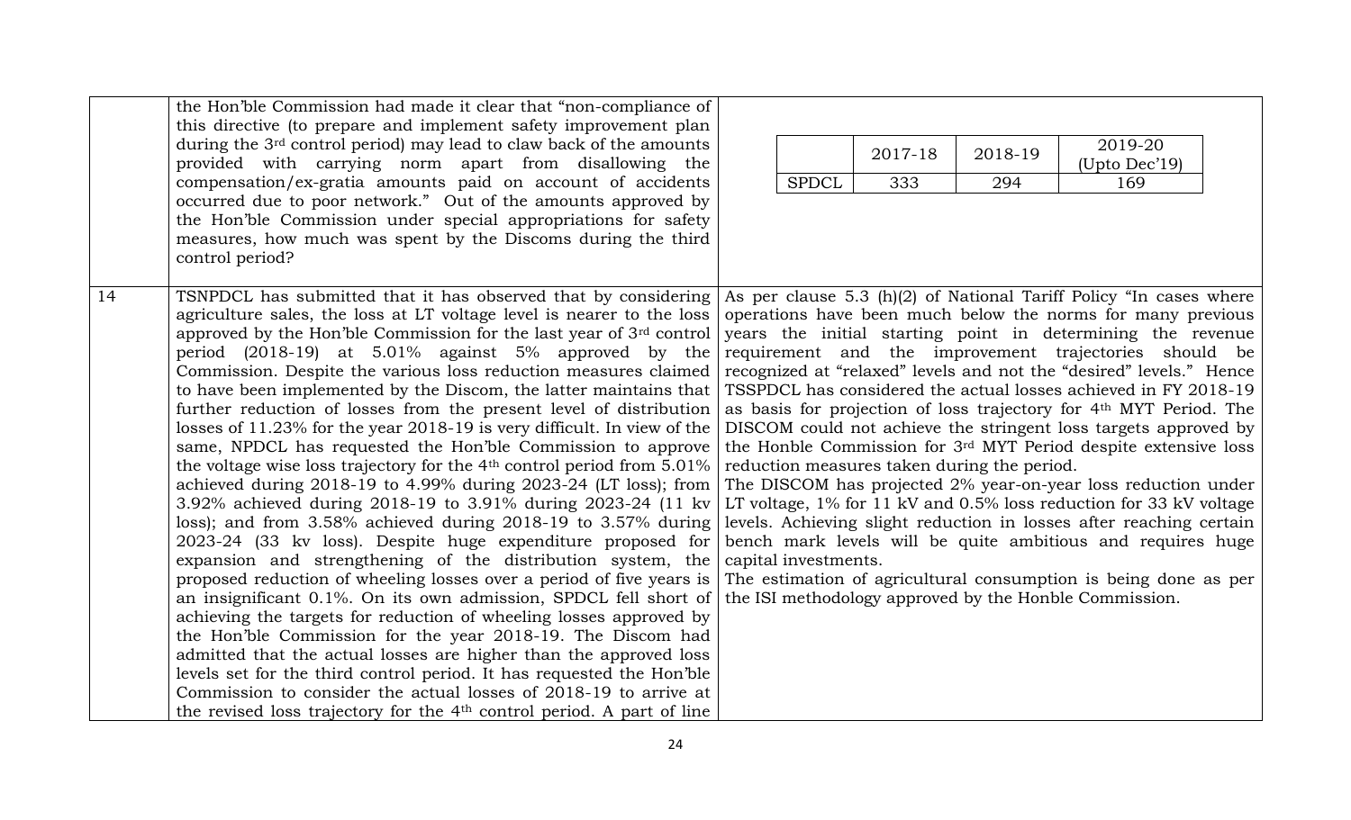| | | |
|---|---|---|
| | the Hon'ble Commission had made it clear that "non-compliance of this directive (to prepare and implement safety improvement plan during the 3rd control period) may lead to claw back of the amounts provided with carrying norm apart from disallowing the compensation/ex-gratia amounts paid on account of accidents occurred due to poor network." Out of the amounts approved by the Hon'ble Commission under special appropriations for safety measures, how much was spent by the Discoms during the third control period? | <table><tr><th></th><th>2017-18</th><th>2018-19</th><th>2019-20 (Upto Dec'19)</th></tr><tr><td>SPDCL</td><td>333</td><td>294</td><td>169</td></tr></table> |
| 14 | TSNPDCL has submitted that it has observed that by considering agriculture sales, the loss at LT voltage level is nearer to the loss approved by the Hon'ble Commission for the last year of 3rd control period (2018-19) at 5.01% against 5% approved by the Commission. Despite the various loss reduction measures claimed to have been implemented by the Discom, the latter maintains that further reduction of losses from the present level of distribution losses of 11.23% for the year 2018-19 is very difficult. In view of the same, NPDCL has requested the Hon'ble Commission to approve the voltage wise loss trajectory for the 4th control period from 5.01% achieved during 2018-19 to 4.99% during 2023-24 (LT loss); from 3.92% achieved during 2018-19 to 3.91% during 2023-24 (11 kv loss); and from 3.58% achieved during 2018-19 to 3.57% during 2023-24 (33 kv loss). Despite huge expenditure proposed for expansion and strengthening of the distribution system, the proposed reduction of wheeling losses over a period of five years is an insignificant 0.1%. On its own admission, SPDCL fell short of achieving the targets for reduction of wheeling losses approved by the Hon'ble Commission for the year 2018-19. The Discom had admitted that the actual losses are higher than the approved loss levels set for the third control period. It has requested the Hon'ble Commission to consider the actual losses of 2018-19 to arrive at the revised loss trajectory for the 4th control period. A part of line | As per clause 5.3 (h)(2) of National Tariff Policy "In cases where operations have been much below the norms for many previous years the initial starting point in determining the revenue requirement and the improvement trajectories should be recognized at "relaxed" levels and not the "desired" levels." Hence TSSPDCL has considered the actual losses achieved in FY 2018-19 as basis for projection of loss trajectory for 4th MYT Period. The DISCOM could not achieve the stringent loss targets approved by the Honble Commission for 3rd MYT Period despite extensive loss reduction measures taken during the period.<br>The DISCOM has projected 2% year-on-year loss reduction under LT voltage, 1% for 11 kV and 0.5% loss reduction for 33 kV voltage levels. Achieving slight reduction in losses after reaching certain bench mark levels will be quite ambitious and requires huge capital investments.<br>The estimation of agricultural consumption is being done as per the ISI methodology approved by the Honble Commission. |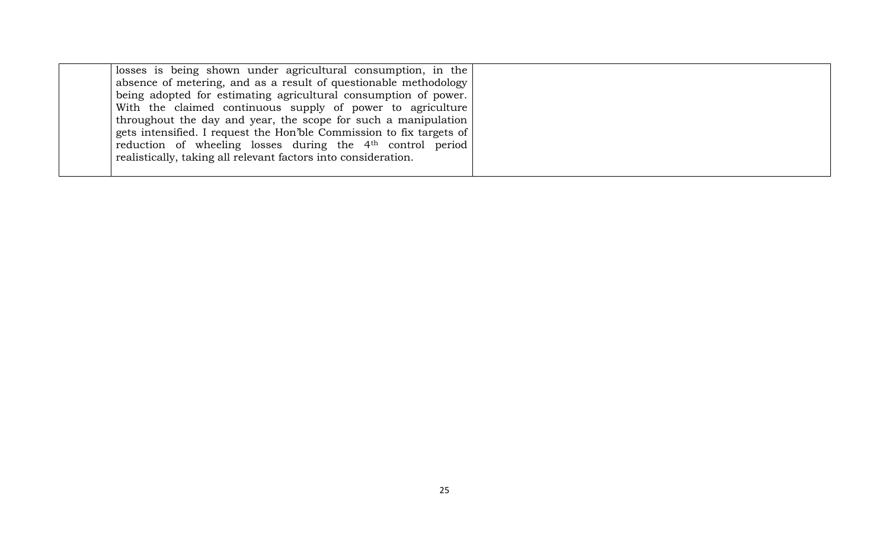|  |  |  |
|---|---|---|
|  | losses is being shown under agricultural consumption, in the absence of metering, and as a result of questionable methodology being adopted for estimating agricultural consumption of power. With the claimed continuous supply of power to agriculture throughout the day and year, the scope for such a manipulation gets intensified. I request the Hon'ble Commission to fix targets of reduction of wheeling losses during the 4th control period realistically, taking all relevant factors into consideration. |  |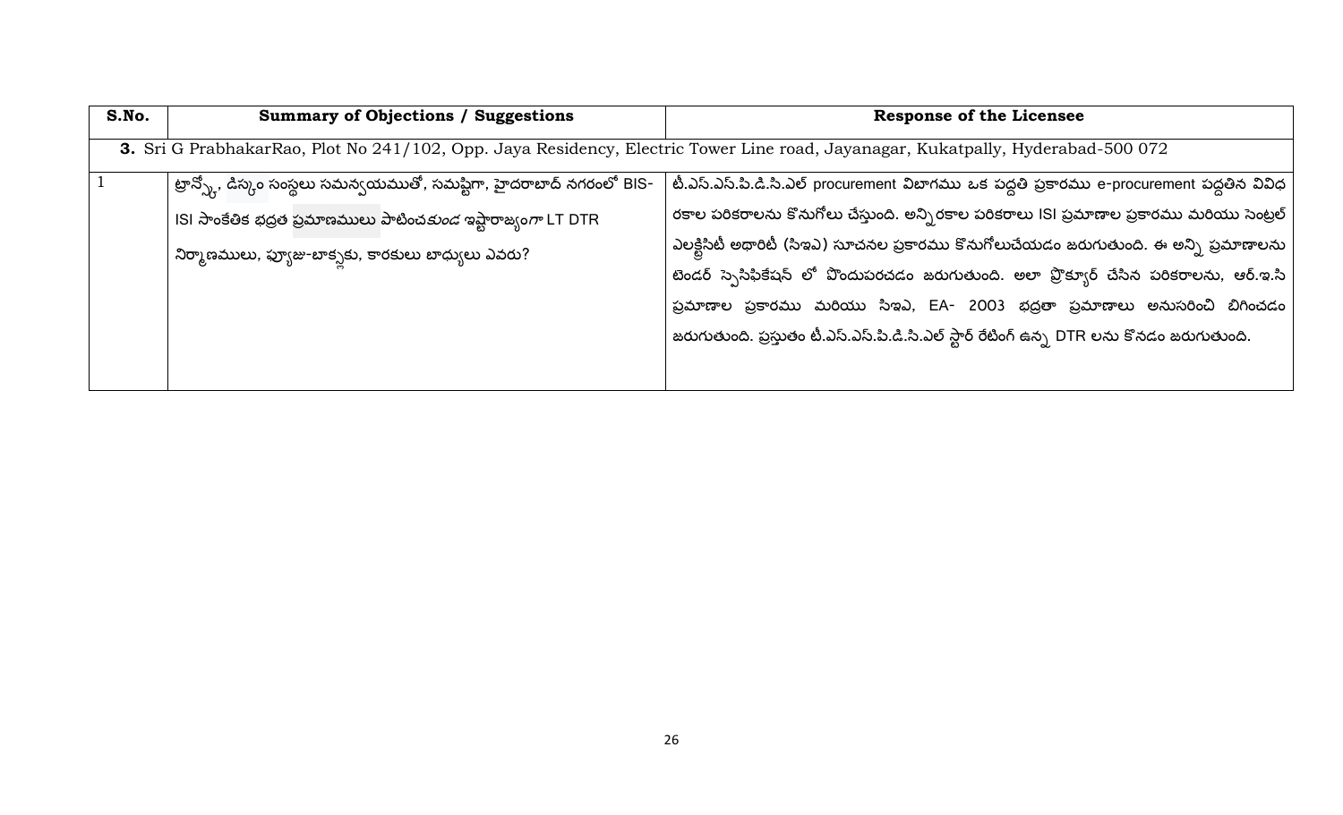| S.No. | Summary of Objections / Suggestions | Response of the Licensee |
|---|---|---|
| **3.** Sri G PrabhakarRao, Plot No 241/102, Opp. Jaya Residency, Electric Tower Line road, Jayanagar, Kukatpally, Hyderabad-500 072 | | |
| 1 | ట్రాన్స్కో, డిస్కం సంస్థలు సమన్వయముతో, సమష్టిగా, హైదరాబాద్ నగరంలో BIS-ISI సాంకేతిక భద్రత ప్రమాణములు పాటించకుండ ఇష్టారాజ్యంగా LT DTR నిర్మాణములు, ఫ్యూజు-బాక్సలకు, కారకులు బాధ్యులు ఎవరు? | టీ.ఎస్.ఎస్.పి.డి.సి.ఎల్ procurement విబాగము ఒక పద్దతి ప్రకారము e-procurement పద్దతిన వివిధ రకాల పరికరాలను కొనుగోలు చేస్తుంది. అన్నిరకాల పరికరాలు ISI ప్రమాణాల ప్రకారము మరియు సెంట్రల్ ఎలక్ట్రిసిటీ అథారిటీ (సిఇఎ) సూచనల ప్రకారము కొనుగోలుచేయడం జరుగుతుంది. ఈ అన్ని ప్రమాణాలను టెండర్ స్పెసిఫికేషన్ లో పొందుపరచడం జరుగుతుంది. అలా ప్రొక్యూర్ చేసిన పరికరాలను, ఆర్.ఇ.సి ప్రమాణాల ప్రకారము మరియు సిఇఎ, EA- 2003 భద్రతా ప్రమాణాలు అనుసరించి బిగించడం జరుగుతుంది. ప్రస్తుతం టీ.ఎస్.ఎస్.పి.డి.సి.ఎల్ స్టార్ రేటింగ్ ఉన్న DTR లను కొనడం జరుగుతుంది. |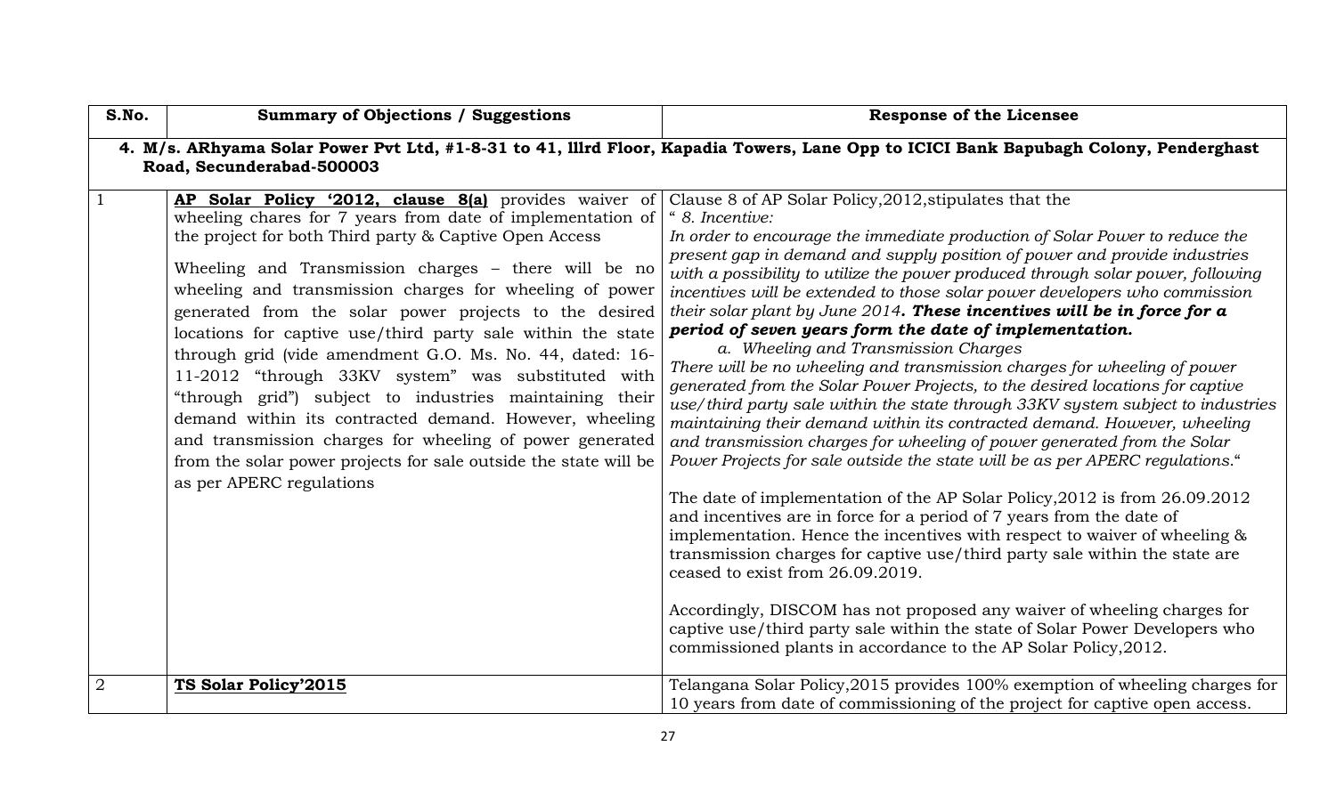| S.No. | Summary of Objections / Suggestions | Response of the Licensee |
|---|---|---|
| **4. M/s. ARhyama Solar Power Pvt Ltd, #1-8-31 to 41, lllrd Floor, Kapadia Towers, Lane Opp to ICICI Bank Bapubagh Colony, Penderghast Road, Secunderabad-500003** | | |
| 1 | **AP Solar Policy '2012, clause 8(a)** provides waiver of wheeling chares for 7 years from date of implementation of the project for both Third party & Captive Open Access<br><br>Wheeling and Transmission charges – there will be no wheeling and transmission charges for wheeling of power generated from the solar power projects to the desired locations for captive use/third party sale within the state through grid (vide amendment G.O. Ms. No. 44, dated: 16-11-2012 "through 33KV system" was substituted with "through grid") subject to industries maintaining their demand within its contracted demand. However, wheeling and transmission charges for wheeling of power generated from the solar power projects for sale outside the state will be as per APERC regulations | Clause 8 of AP Solar Policy,2012,stipulates that the<br>" *8. Incentive:*<br>*In order to encourage the immediate production of Solar Power to reduce the present gap in demand and supply position of power and provide industries with a possibility to utilize the power produced through solar power, following incentives will be extended to those solar power developers who commission their solar plant by June 2014* ***. These incentives will be in force for a period of seven years form the date of implementation.***<br>*a. Wheeling and Transmission Charges*<br>*There will be no wheeling and transmission charges for wheeling of power generated from the Solar Power Projects, to the desired locations for captive use/third party sale within the state through 33KV system subject to industries maintaining their demand within its contracted demand. However, wheeling and transmission charges for wheeling of power generated from the Solar Power Projects for sale outside the state will be as per APERC regulations.*"<br><br>The date of implementation of the AP Solar Policy,2012 is from 26.09.2012 and incentives are in force for a period of 7 years from the date of implementation. Hence the incentives with respect to waiver of wheeling & transmission charges for captive use/third party sale within the state are ceased to exist from 26.09.2019.<br><br>Accordingly, DISCOM has not proposed any waiver of wheeling charges for captive use/third party sale within the state of Solar Power Developers who commissioned plants in accordance to the AP Solar Policy,2012. |
| 2 | **TS Solar Policy'2015** | Telangana Solar Policy,2015 provides 100% exemption of wheeling charges for 10 years from date of commissioning of the project for captive open access. |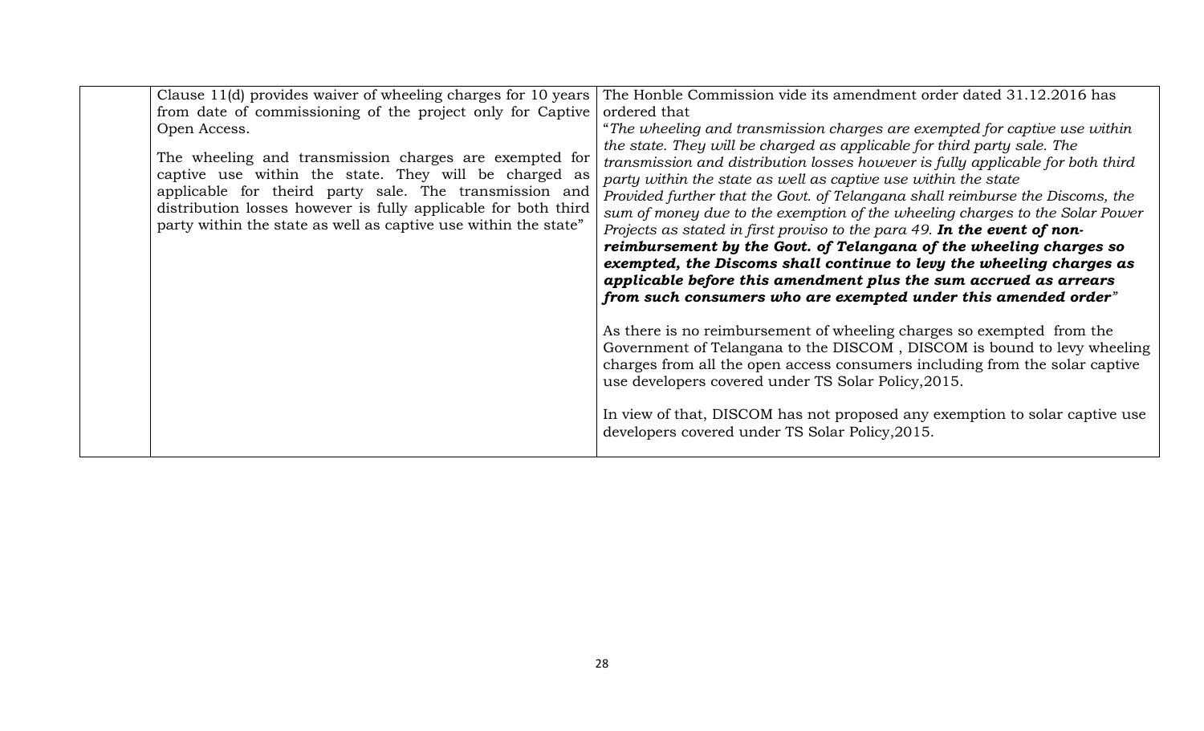| | | |
|---|---|---|
| | Clause 11(d) provides waiver of wheeling charges for 10 years from date of commissioning of the project only for Captive Open Access.<br><br>The wheeling and transmission charges are exempted for captive use within the state. They will be charged as applicable for theird party sale. The transmission and distribution losses however is fully applicable for both third party within the state as well as captive use within the state" | The Honble Commission vide its amendment order dated 31.12.2016 has ordered that<br>"*The wheeling and transmission charges are exempted for captive use within the state. They will be charged as applicable for third party sale. The transmission and distribution losses however is fully applicable for both third party within the state as well as captive use within the state*<br>*Provided further that the Govt. of Telangana shall reimburse the Discoms, the sum of money due to the exemption of the wheeling charges to the Solar Power Projects as stated in first proviso to the para 49.* ***In the event of non-reimbursement by the Govt. of Telangana of the wheeling charges so exempted, the Discoms shall continue to levy the wheeling charges as applicable before this amendment plus the sum accrued as arrears from such consumers who are exempted under this amended order***"<br><br>As there is no reimbursement of wheeling charges so exempted from the Government of Telangana to the DISCOM , DISCOM is bound to levy wheeling charges from all the open access consumers including from the solar captive use developers covered under TS Solar Policy,2015.<br><br>In view of that, DISCOM has not proposed any exemption to solar captive use developers covered under TS Solar Policy,2015. |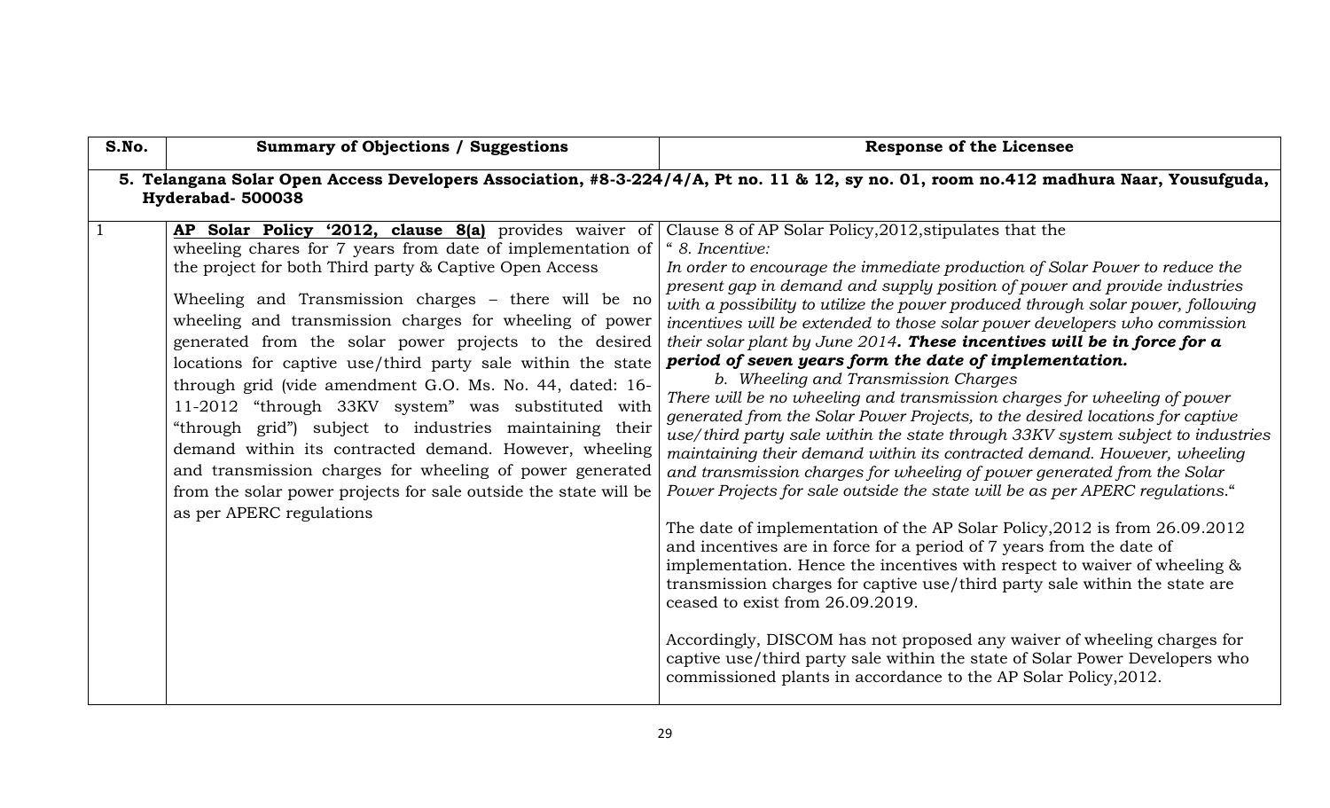| S.No. | Summary of Objections / Suggestions | Response of the Licensee |
|---|---|---|
| **5. Telangana Solar Open Access Developers Association, #8-3-224/4/A, Pt no. 11 & 12, sy no. 01, room no.412 madhura Naar, Yousufguda, Hyderabad- 500038** | | |
| 1 | **AP Solar Policy '2012, clause 8(a)** provides waiver of wheeling chares for 7 years from date of implementation of the project for both Third party & Captive Open Access<br><br>Wheeling and Transmission charges – there will be no wheeling and transmission charges for wheeling of power generated from the solar power projects to the desired locations for captive use/third party sale within the state through grid (vide amendment G.O. Ms. No. 44, dated: 16-11-2012 "through 33KV system" was substituted with "through grid") subject to industries maintaining their demand within its contracted demand. However, wheeling and transmission charges for wheeling of power generated from the solar power projects for sale outside the state will be as per APERC regulations | Clause 8 of AP Solar Policy,2012,stipulates that the<br>" *8. Incentive:*<br>*In order to encourage the immediate production of Solar Power to reduce the present gap in demand and supply position of power and provide industries with a possibility to utilize the power produced through solar power, following incentives will be extended to those solar power developers who commission their solar plant by June 2014.* ***These incentives will be in force for a period of seven years form the date of implementation.***<br>*b. Wheeling and Transmission Charges*<br>*There will be no wheeling and transmission charges for wheeling of power generated from the Solar Power Projects, to the desired locations for captive use/third party sale within the state through 33KV system subject to industries maintaining their demand within its contracted demand. However, wheeling and transmission charges for wheeling of power generated from the Solar Power Projects for sale outside the state will be as per APERC regulations.*"<br><br>The date of implementation of the AP Solar Policy,2012 is from 26.09.2012 and incentives are in force for a period of 7 years from the date of implementation. Hence the incentives with respect to waiver of wheeling & transmission charges for captive use/third party sale within the state are ceased to exist from 26.09.2019.<br><br>Accordingly, DISCOM has not proposed any waiver of wheeling charges for captive use/third party sale within the state of Solar Power Developers who commissioned plants in accordance to the AP Solar Policy,2012. |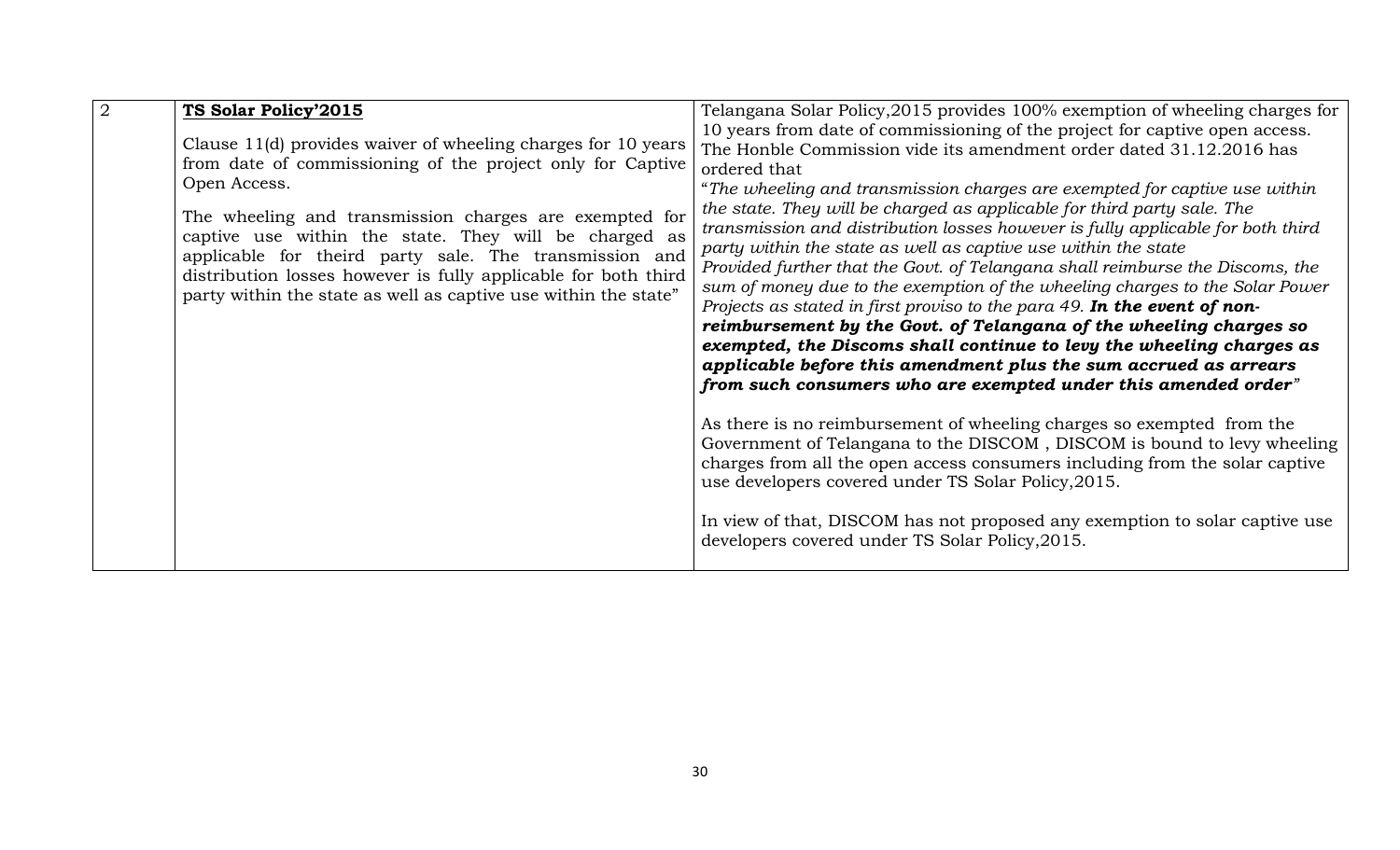| | | |
|---|---|---|
| 2 | **TS Solar Policy'2015**<br><br>Clause 11(d) provides waiver of wheeling charges for 10 years from date of commissioning of the project only for Captive Open Access.<br><br>The wheeling and transmission charges are exempted for captive use within the state. They will be charged as applicable for theird party sale. The transmission and distribution losses however is fully applicable for both third party within the state as well as captive use within the state" | Telangana Solar Policy,2015 provides 100% exemption of wheeling charges for 10 years from date of commissioning of the project for captive open access. The Honble Commission vide its amendment order dated 31.12.2016 has ordered that<br>"*The wheeling and transmission charges are exempted for captive use within the state. They will be charged as applicable for third party sale. The transmission and distribution losses however is fully applicable for both third party within the state as well as captive use within the state*<br>*Provided further that the Govt. of Telangana shall reimburse the Discoms, the sum of money due to the exemption of the wheeling charges to the Solar Power Projects as stated in first proviso to the para 49.* ***In the event of non-reimbursement by the Govt. of Telangana of the wheeling charges so exempted, the Discoms shall continue to levy the wheeling charges as applicable before this amendment plus the sum accrued as arrears from such consumers who are exempted under this amended order***"<br><br>As there is no reimbursement of wheeling charges so exempted from the Government of Telangana to the DISCOM , DISCOM is bound to levy wheeling charges from all the open access consumers including from the solar captive use developers covered under TS Solar Policy,2015.<br><br>In view of that, DISCOM has not proposed any exemption to solar captive use developers covered under TS Solar Policy,2015. |